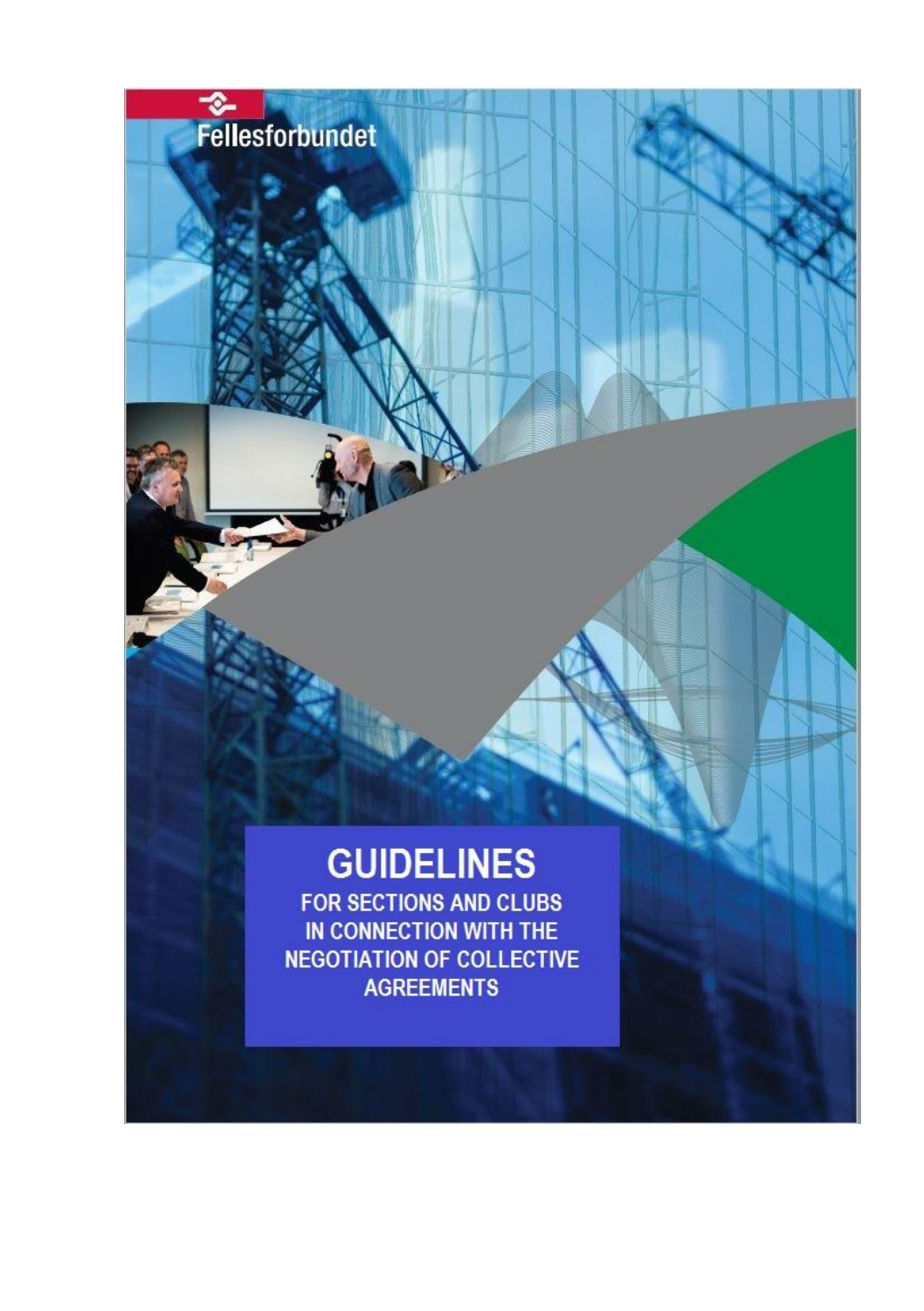Fellesforbundet

# GUIDELINES

FOR SECTIONS AND CLUBS IN CONNECTION WITH THE NEGOTIATION OF COLLECTIVE AGREEMENTS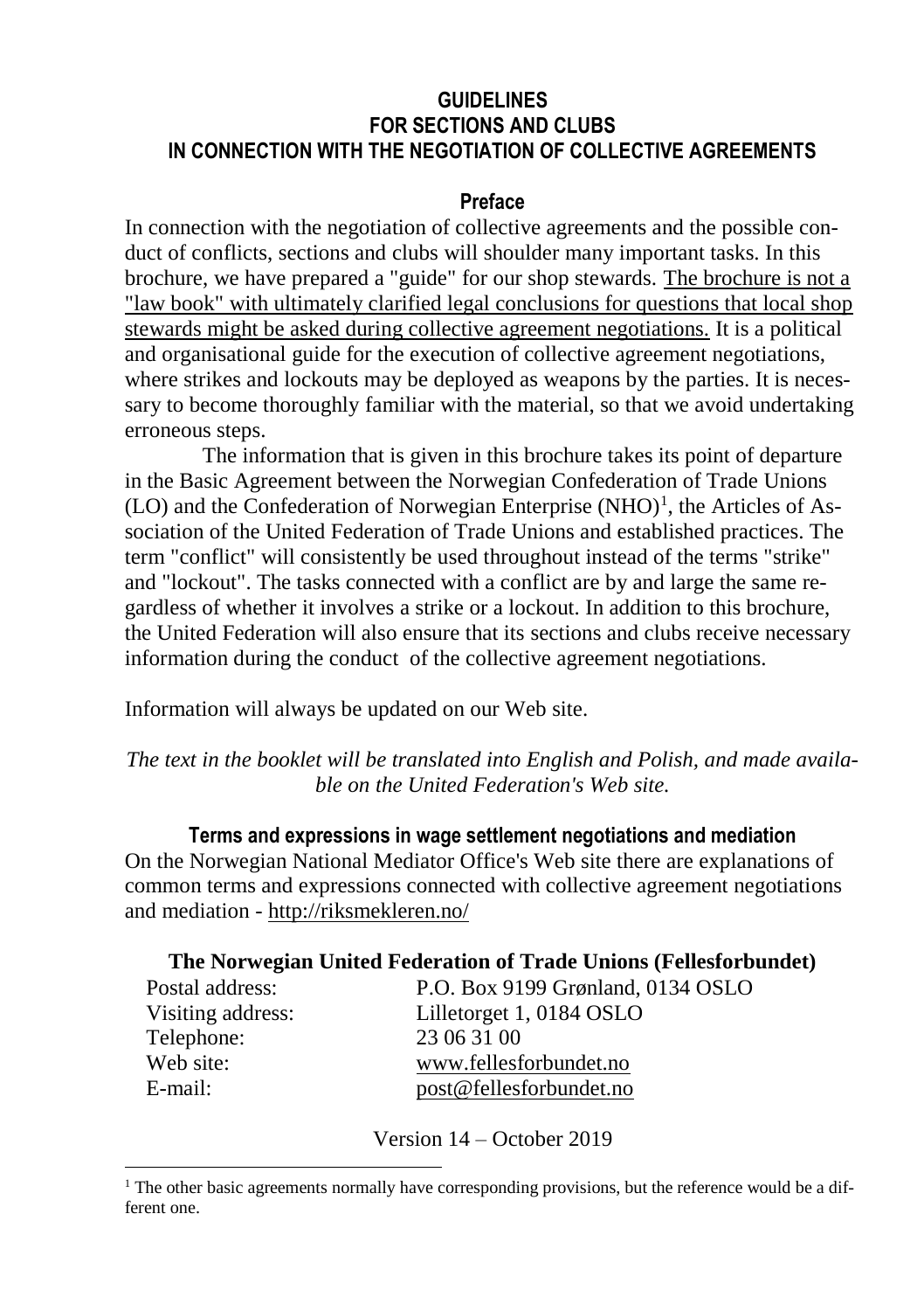# GUIDELINES
# FOR SECTIONS AND CLUBS
# IN CONNECTION WITH THE NEGOTIATION OF COLLECTIVE AGREEMENTS

## Preface

In connection with the negotiation of collective agreements and the possible conduct of conflicts, sections and clubs will shoulder many important tasks. In this brochure, we have prepared a "guide" for our shop stewards. The brochure is not a "law book" with ultimately clarified legal conclusions for questions that local shop stewards might be asked during collective agreement negotiations. It is a political and organisational guide for the execution of collective agreement negotiations, where strikes and lockouts may be deployed as weapons by the parties. It is necessary to become thoroughly familiar with the material, so that we avoid undertaking erroneous steps.

The information that is given in this brochure takes its point of departure in the Basic Agreement between the Norwegian Confederation of Trade Unions (LO) and the Confederation of Norwegian Enterprise (NHO)[1], the Articles of Association of the United Federation of Trade Unions and established practices. The term "conflict" will consistently be used throughout instead of the terms "strike" and "lockout". The tasks connected with a conflict are by and large the same regardless of whether it involves a strike or a lockout. In addition to this brochure, the United Federation will also ensure that its sections and clubs receive necessary information during the conduct of the collective agreement negotiations.

Information will always be updated on our Web site.

*The text in the booklet will be translated into English and Polish, and made available on the United Federation's Web site.*

## Terms and expressions in wage settlement negotiations and mediation

On the Norwegian National Mediator Office's Web site there are explanations of common terms and expressions connected with collective agreement negotiations and mediation - http://riksmekleren.no/

**The Norwegian United Federation of Trade Unions (Fellesforbundet)**

| | |
|---|---|
| Postal address: | P.O. Box 9199 Grønland, 0134 OSLO |
| Visiting address: | Lilletorget 1, 0184 OSLO |
| Telephone: | 23 06 31 00 |
| Web site: | www.fellesforbundet.no |
| E-mail: | post@fellesforbundet.no |

Version 14 – October 2019

[1] The other basic agreements normally have corresponding provisions, but the reference would be a different one.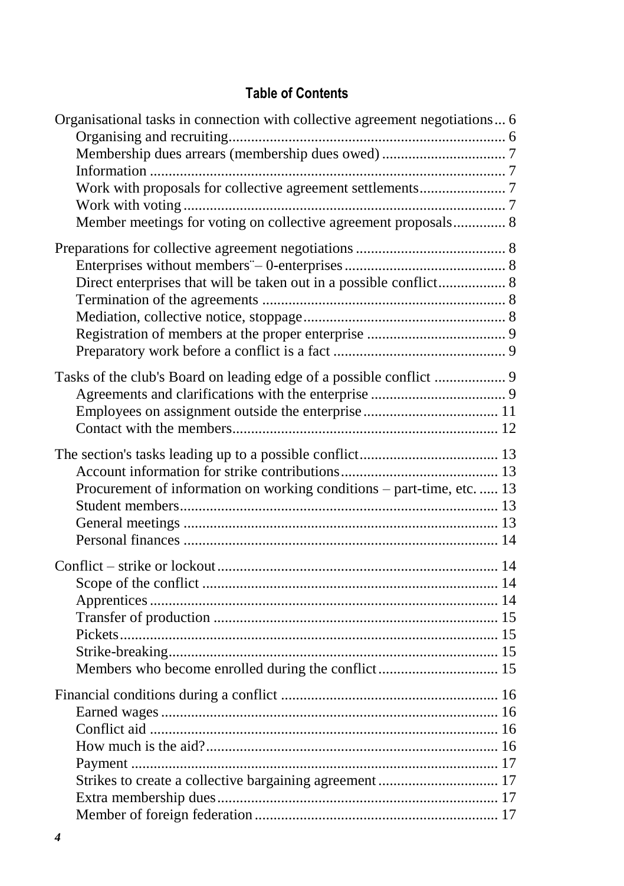## Table of Contents

Organisational tasks in connection with collective agreement negotiations ... 6
- Organising and recruiting ... 6
- Membership dues arrears (membership dues owed) ... 7
- Information ... 7
- Work with proposals for collective agreement settlements ... 7
- Work with voting ... 7
- Member meetings for voting on collective agreement proposals ... 8

Preparations for collective agreement negotiations ... 8
- Enterprises without members¨– 0-enterprises ... 8
- Direct enterprises that will be taken out in a possible conflict ... 8
- Termination of the agreements ... 8
- Mediation, collective notice, stoppage ... 8
- Registration of members at the proper enterprise ... 9
- Preparatory work before a conflict is a fact ... 9

Tasks of the club's Board on leading edge of a possible conflict ... 9
- Agreements and clarifications with the enterprise ... 9
- Employees on assignment outside the enterprise ... 11
- Contact with the members ... 12

The section's tasks leading up to a possible conflict ... 13
- Account information for strike contributions ... 13
- Procurement of information on working conditions – part-time, etc. ... 13
- Student members ... 13
- General meetings ... 13
- Personal finances ... 14

Conflict – strike or lockout ... 14
- Scope of the conflict ... 14
- Apprentices ... 14
- Transfer of production ... 15
- Pickets ... 15
- Strike-breaking ... 15
- Members who become enrolled during the conflict ... 15

Financial conditions during a conflict ... 16
- Earned wages ... 16
- Conflict aid ... 16
- How much is the aid? ... 16
- Payment ... 17
- Strikes to create a collective bargaining agreement ... 17
- Extra membership dues ... 17
- Member of foreign federation ... 17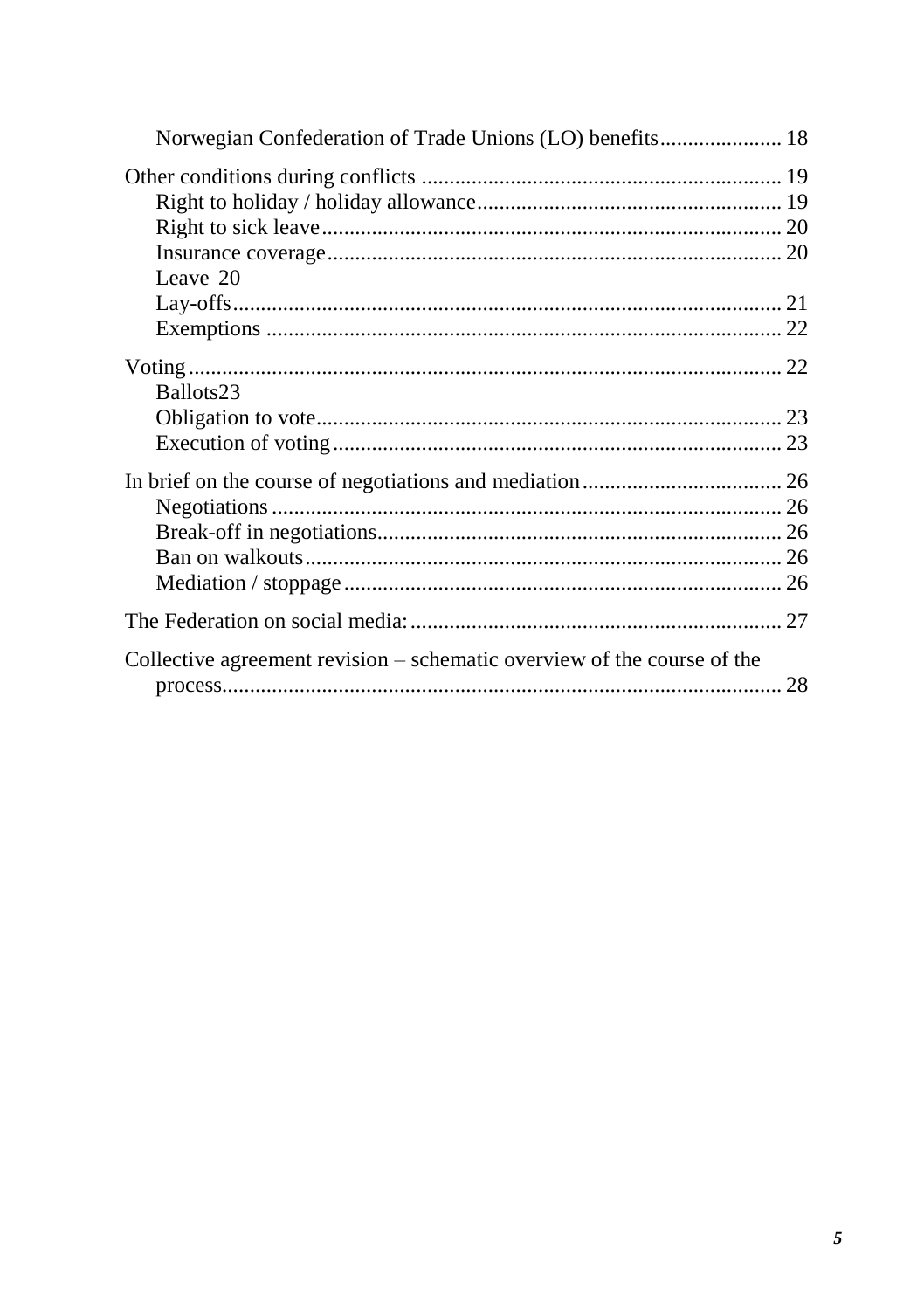- Norwegian Confederation of Trade Unions (LO) benefits ...................... 18

Other conditions during conflicts ................................................................ 19
- Right to holiday / holiday allowance...................................................... 19
- Right to sick leave.................................................................................. 20
- Insurance coverage................................................................................. 20
- Leave 20
- Lay-offs.................................................................................................. 21
- Exemptions ........................................................................................... 22

Voting......................................................................................................... 22
- Ballots23
- Obligation to vote................................................................................... 23
- Execution of voting................................................................................ 23

In brief on the course of negotiations and mediation.................................... 26
- Negotiations ........................................................................................... 26
- Break-off in negotiations........................................................................ 26
- Ban on walkouts...................................................................................... 26
- Mediation / stoppage.............................................................................. 26

The Federation on social media:.................................................................. 27

Collective agreement revision – schematic overview of the course of the process.................................................................................................... 28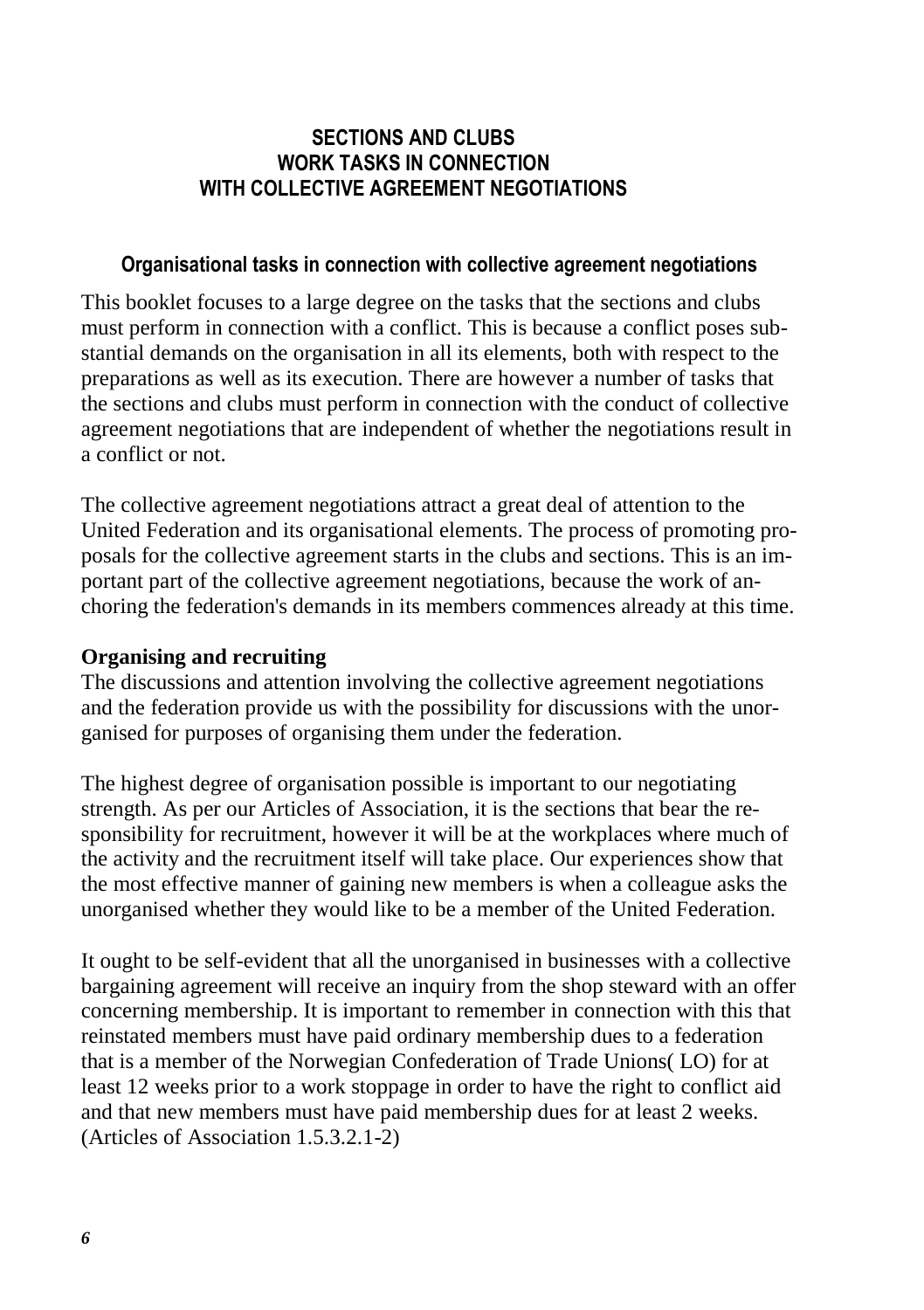## SECTIONS AND CLUBS
## WORK TASKS IN CONNECTION WITH COLLECTIVE AGREEMENT NEGOTIATIONS

### Organisational tasks in connection with collective agreement negotiations

This booklet focuses to a large degree on the tasks that the sections and clubs must perform in connection with a conflict. This is because a conflict poses substantial demands on the organisation in all its elements, both with respect to the preparations as well as its execution. There are however a number of tasks that the sections and clubs must perform in connection with the conduct of collective agreement negotiations that are independent of whether the negotiations result in a conflict or not.

The collective agreement negotiations attract a great deal of attention to the United Federation and its organisational elements. The process of promoting proposals for the collective agreement starts in the clubs and sections. This is an important part of the collective agreement negotiations, because the work of anchoring the federation's demands in its members commences already at this time.

**Organising and recruiting**

The discussions and attention involving the collective agreement negotiations and the federation provide us with the possibility for discussions with the unorganised for purposes of organising them under the federation.

The highest degree of organisation possible is important to our negotiating strength. As per our Articles of Association, it is the sections that bear the responsibility for recruitment, however it will be at the workplaces where much of the activity and the recruitment itself will take place. Our experiences show that the most effective manner of gaining new members is when a colleague asks the unorganised whether they would like to be a member of the United Federation.

It ought to be self-evident that all the unorganised in businesses with a collective bargaining agreement will receive an inquiry from the shop steward with an offer concerning membership. It is important to remember in connection with this that reinstated members must have paid ordinary membership dues to a federation that is a member of the Norwegian Confederation of Trade Unions( LO) for at least 12 weeks prior to a work stoppage in order to have the right to conflict aid and that new members must have paid membership dues for at least 2 weeks. (Articles of Association 1.5.3.2.1-2)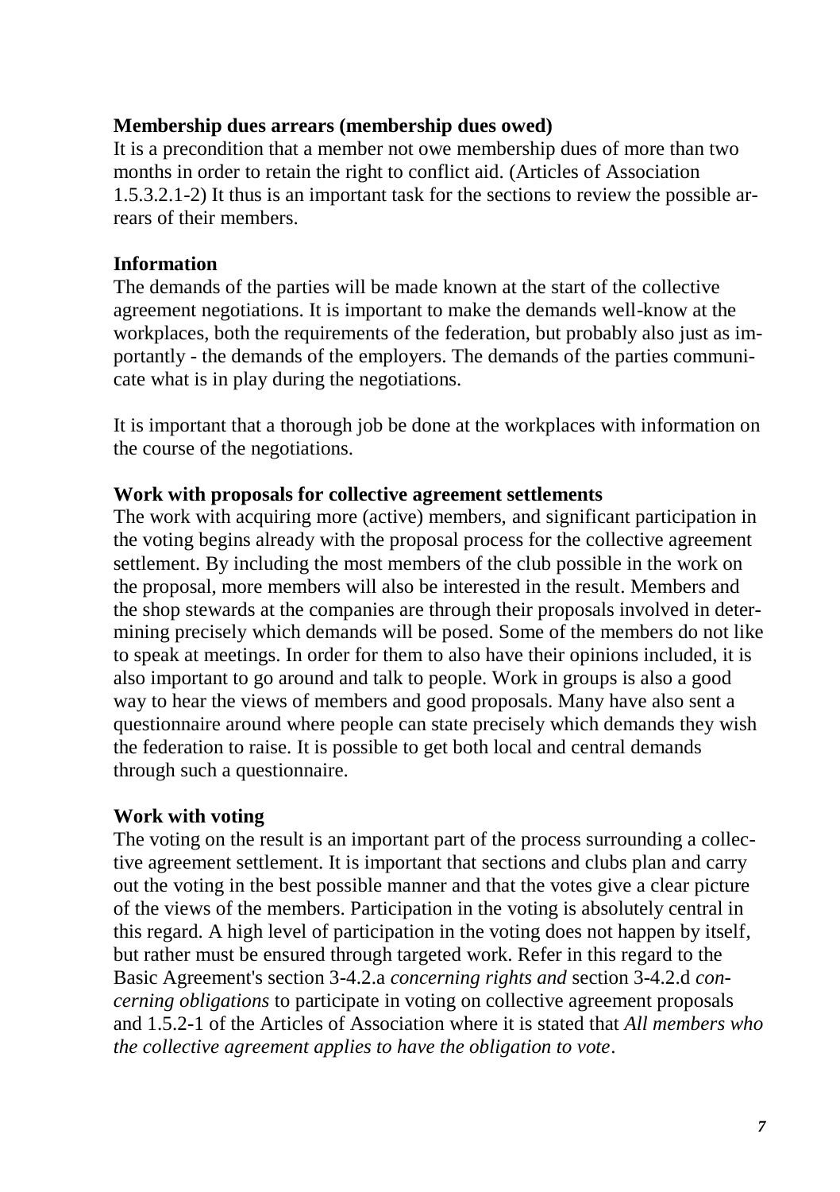**Membership dues arrears (membership dues owed)**
It is a precondition that a member not owe membership dues of more than two months in order to retain the right to conflict aid. (Articles of Association 1.5.3.2.1-2) It thus is an important task for the sections to review the possible arrears of their members.

**Information**
The demands of the parties will be made known at the start of the collective agreement negotiations. It is important to make the demands well-know at the workplaces, both the requirements of the federation, but probably also just as importantly - the demands of the employers. The demands of the parties communicate what is in play during the negotiations.

It is important that a thorough job be done at the workplaces with information on the course of the negotiations.

**Work with proposals for collective agreement settlements**
The work with acquiring more (active) members, and significant participation in the voting begins already with the proposal process for the collective agreement settlement. By including the most members of the club possible in the work on the proposal, more members will also be interested in the result. Members and the shop stewards at the companies are through their proposals involved in determining precisely which demands will be posed. Some of the members do not like to speak at meetings. In order for them to also have their opinions included, it is also important to go around and talk to people. Work in groups is also a good way to hear the views of members and good proposals. Many have also sent a questionnaire around where people can state precisely which demands they wish the federation to raise. It is possible to get both local and central demands through such a questionnaire.

**Work with voting**
The voting on the result is an important part of the process surrounding a collective agreement settlement. It is important that sections and clubs plan and carry out the voting in the best possible manner and that the votes give a clear picture of the views of the members. Participation in the voting is absolutely central in this regard. A high level of participation in the voting does not happen by itself, but rather must be ensured through targeted work. Refer in this regard to the Basic Agreement's section 3-4.2.a *concerning rights and* section 3-4.2.d *concerning obligations* to participate in voting on collective agreement proposals and 1.5.2-1 of the Articles of Association where it is stated that *All members who the collective agreement applies to have the obligation to vote*.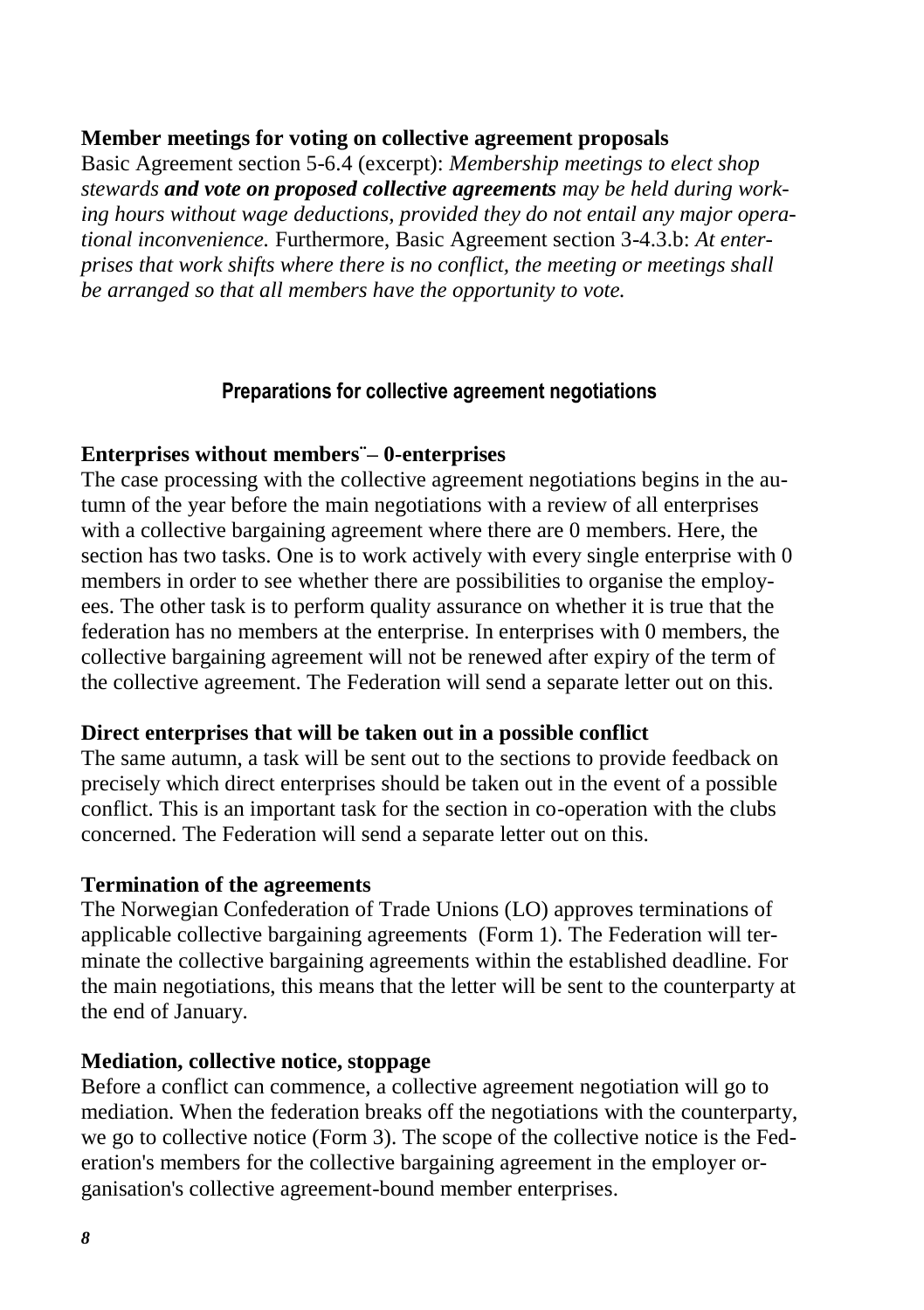**Member meetings for voting on collective agreement proposals**

Basic Agreement section 5-6.4 (excerpt): *Membership meetings to elect shop stewards **and vote on proposed collective agreements** may be held during working hours without wage deductions, provided they do not entail any major operational inconvenience.* Furthermore, Basic Agreement section 3-4.3.b: *At enterprises that work shifts where there is no conflict, the meeting or meetings shall be arranged so that all members have the opportunity to vote.*

## Preparations for collective agreement negotiations

**Enterprises without members¨– 0-enterprises**

The case processing with the collective agreement negotiations begins in the autumn of the year before the main negotiations with a review of all enterprises with a collective bargaining agreement where there are 0 members. Here, the section has two tasks. One is to work actively with every single enterprise with 0 members in order to see whether there are possibilities to organise the employees. The other task is to perform quality assurance on whether it is true that the federation has no members at the enterprise. In enterprises with 0 members, the collective bargaining agreement will not be renewed after expiry of the term of the collective agreement. The Federation will send a separate letter out on this.

**Direct enterprises that will be taken out in a possible conflict**

The same autumn, a task will be sent out to the sections to provide feedback on precisely which direct enterprises should be taken out in the event of a possible conflict. This is an important task for the section in co-operation with the clubs concerned. The Federation will send a separate letter out on this.

**Termination of the agreements**

The Norwegian Confederation of Trade Unions (LO) approves terminations of applicable collective bargaining agreements (Form 1). The Federation will terminate the collective bargaining agreements within the established deadline. For the main negotiations, this means that the letter will be sent to the counterparty at the end of January.

**Mediation, collective notice, stoppage**

Before a conflict can commence, a collective agreement negotiation will go to mediation. When the federation breaks off the negotiations with the counterparty, we go to collective notice (Form 3). The scope of the collective notice is the Federation's members for the collective bargaining agreement in the employer organisation's collective agreement-bound member enterprises.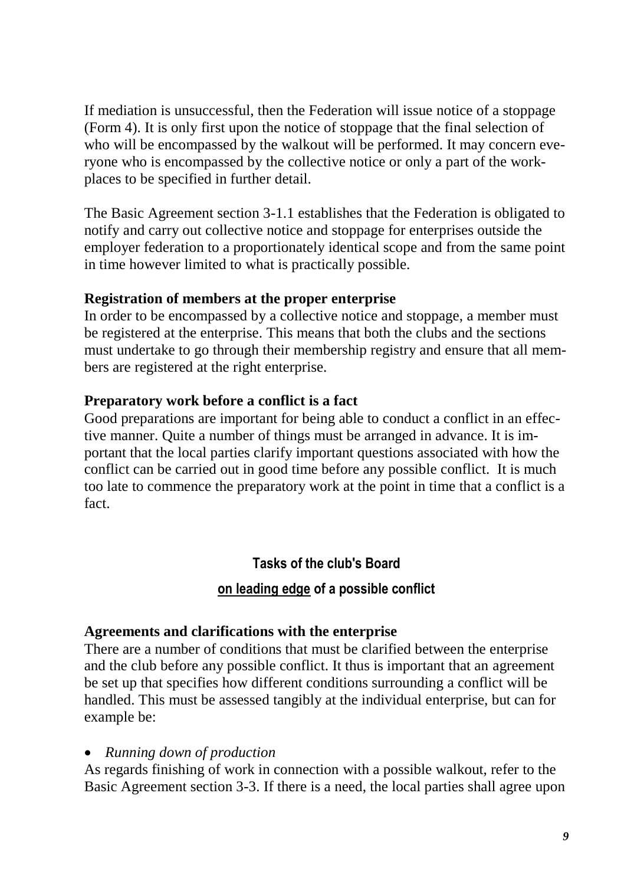If mediation is unsuccessful, then the Federation will issue notice of a stoppage (Form 4). It is only first upon the notice of stoppage that the final selection of who will be encompassed by the walkout will be performed. It may concern everyone who is encompassed by the collective notice or only a part of the workplaces to be specified in further detail.

The Basic Agreement section 3-1.1 establishes that the Federation is obligated to notify and carry out collective notice and stoppage for enterprises outside the employer federation to a proportionately identical scope and from the same point in time however limited to what is practically possible.

**Registration of members at the proper enterprise**
In order to be encompassed by a collective notice and stoppage, a member must be registered at the enterprise. This means that both the clubs and the sections must undertake to go through their membership registry and ensure that all members are registered at the right enterprise.

**Preparatory work before a conflict is a fact**
Good preparations are important for being able to conduct a conflict in an effective manner. Quite a number of things must be arranged in advance. It is important that the local parties clarify important questions associated with how the conflict can be carried out in good time before any possible conflict. It is much too late to commence the preparatory work at the point in time that a conflict is a fact.

## Tasks of the club's Board on leading edge of a possible conflict

**Agreements and clarifications with the enterprise**
There are a number of conditions that must be clarified between the enterprise and the club before any possible conflict. It thus is important that an agreement be set up that specifies how different conditions surrounding a conflict will be handled. This must be assessed tangibly at the individual enterprise, but can for example be:

- *Running down of production*

As regards finishing of work in connection with a possible walkout, refer to the Basic Agreement section 3-3. If there is a need, the local parties shall agree upon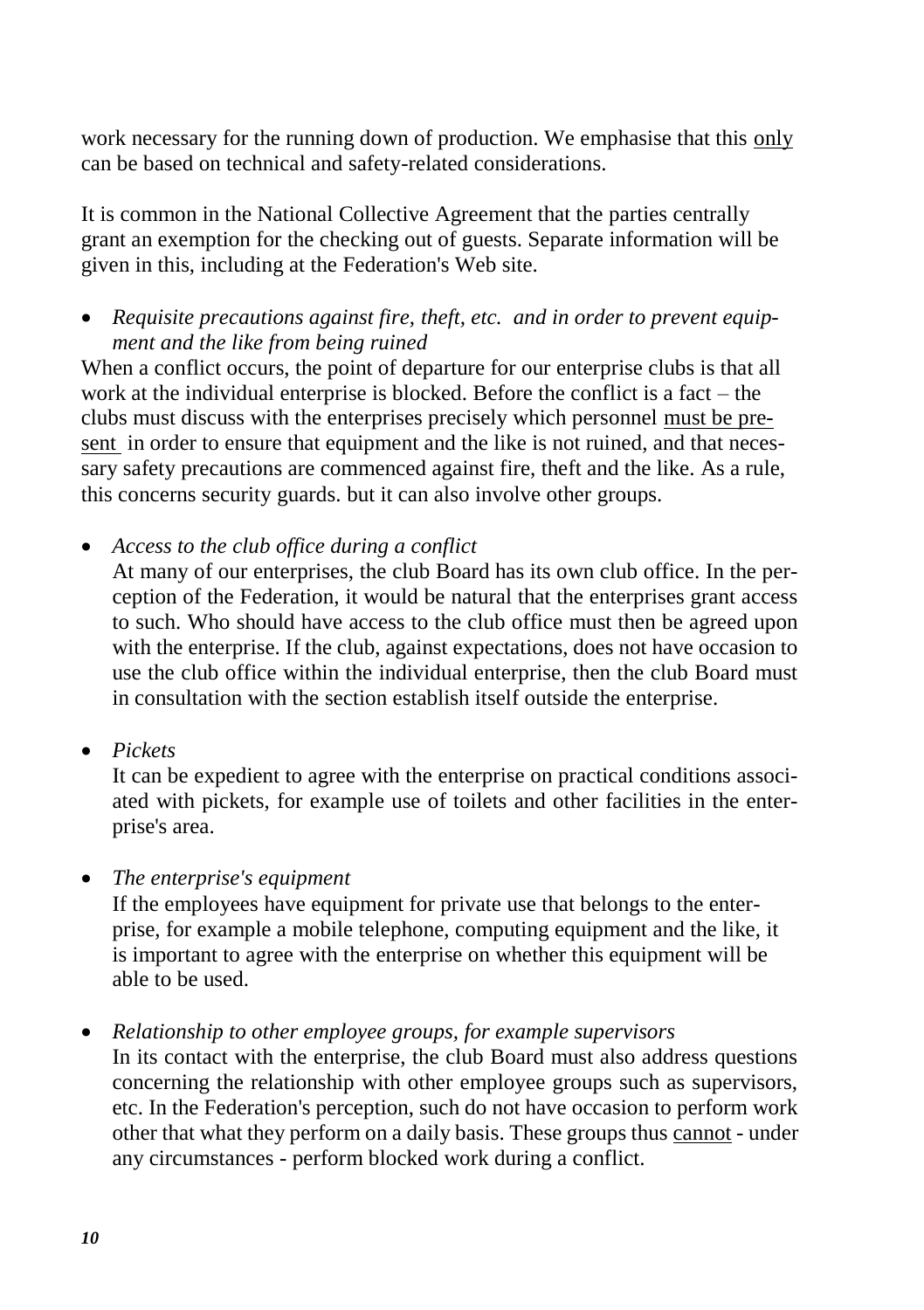work necessary for the running down of production. We emphasise that this <u>only</u> can be based on technical and safety-related considerations.

It is common in the National Collective Agreement that the parties centrally grant an exemption for the checking out of guests. Separate information will be given in this, including at the Federation's Web site.

- *Requisite precautions against fire, theft, etc. and in order to prevent equipment and the like from being ruined*

When a conflict occurs, the point of departure for our enterprise clubs is that all work at the individual enterprise is blocked. Before the conflict is a fact – the clubs must discuss with the enterprises precisely which personnel <u>must be present</u> in order to ensure that equipment and the like is not ruined, and that necessary safety precautions are commenced against fire, theft and the like. As a rule, this concerns security guards. but it can also involve other groups.

- *Access to the club office during a conflict*

  At many of our enterprises, the club Board has its own club office. In the perception of the Federation, it would be natural that the enterprises grant access to such. Who should have access to the club office must then be agreed upon with the enterprise. If the club, against expectations, does not have occasion to use the club office within the individual enterprise, then the club Board must in consultation with the section establish itself outside the enterprise.

- *Pickets*

  It can be expedient to agree with the enterprise on practical conditions associated with pickets, for example use of toilets and other facilities in the enterprise's area.

- *The enterprise's equipment*

  If the employees have equipment for private use that belongs to the enterprise, for example a mobile telephone, computing equipment and the like, it is important to agree with the enterprise on whether this equipment will be able to be used.

- *Relationship to other employee groups, for example supervisors*

  In its contact with the enterprise, the club Board must also address questions concerning the relationship with other employee groups such as supervisors, etc. In the Federation's perception, such do not have occasion to perform work other that what they perform on a daily basis. These groups thus <u>cannot</u> - under any circumstances - perform blocked work during a conflict.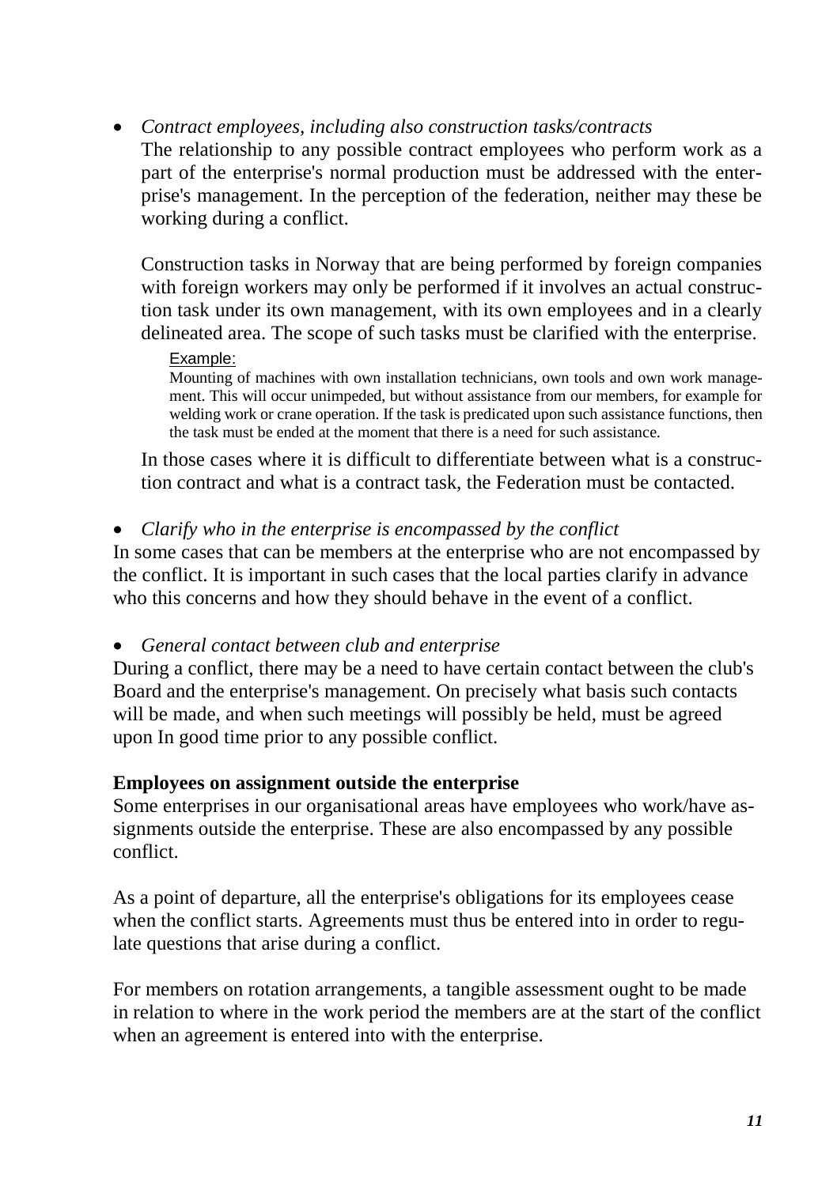- *Contract employees, including also construction tasks/contracts*
  The relationship to any possible contract employees who perform work as a part of the enterprise's normal production must be addressed with the enterprise's management. In the perception of the federation, neither may these be working during a conflict.

  Construction tasks in Norway that are being performed by foreign companies with foreign workers may only be performed if it involves an actual construction task under its own management, with its own employees and in a clearly delineated area. The scope of such tasks must be clarified with the enterprise.

  Example:
  Mounting of machines with own installation technicians, own tools and own work management. This will occur unimpeded, but without assistance from our members, for example for welding work or crane operation. If the task is predicated upon such assistance functions, then the task must be ended at the moment that there is a need for such assistance.

  In those cases where it is difficult to differentiate between what is a construction contract and what is a contract task, the Federation must be contacted.

- *Clarify who in the enterprise is encompassed by the conflict*

In some cases that can be members at the enterprise who are not encompassed by the conflict. It is important in such cases that the local parties clarify in advance who this concerns and how they should behave in the event of a conflict.

- *General contact between club and enterprise*

During a conflict, there may be a need to have certain contact between the club's Board and the enterprise's management. On precisely what basis such contacts will be made, and when such meetings will possibly be held, must be agreed upon In good time prior to any possible conflict.

**Employees on assignment outside the enterprise**
Some enterprises in our organisational areas have employees who work/have assignments outside the enterprise. These are also encompassed by any possible conflict.

As a point of departure, all the enterprise's obligations for its employees cease when the conflict starts. Agreements must thus be entered into in order to regulate questions that arise during a conflict.

For members on rotation arrangements, a tangible assessment ought to be made in relation to where in the work period the members are at the start of the conflict when an agreement is entered into with the enterprise.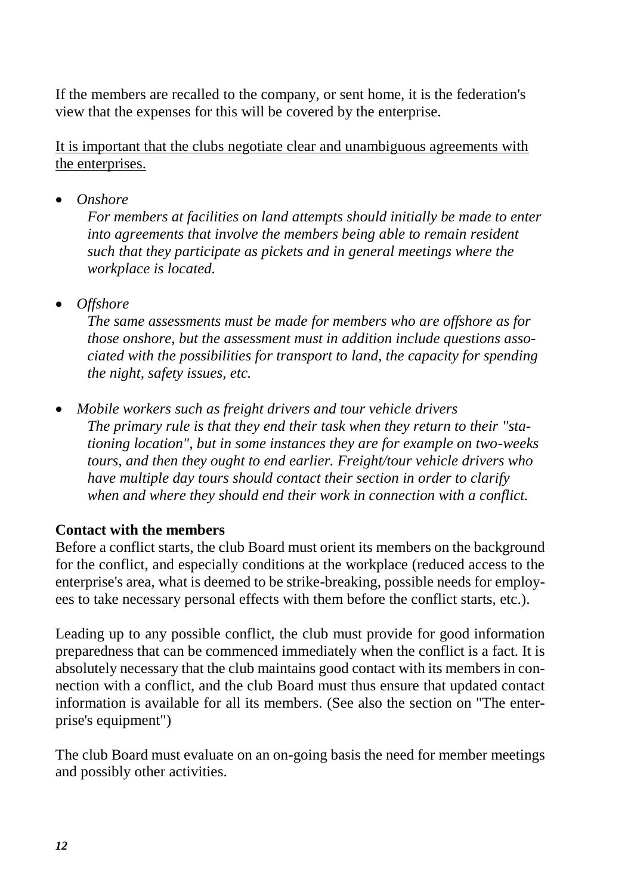If the members are recalled to the company, or sent home, it is the federation's view that the expenses for this will be covered by the enterprise.

<u>It is important that the clubs negotiate clear and unambiguous agreements with the enterprises.</u>

- *Onshore*
  *For members at facilities on land attempts should initially be made to enter into agreements that involve the members being able to remain resident such that they participate as pickets and in general meetings where the workplace is located.*

- *Offshore*
  *The same assessments must be made for members who are offshore as for those onshore, but the assessment must in addition include questions associated with the possibilities for transport to land, the capacity for spending the night, safety issues, etc.*

- *Mobile workers such as freight drivers and tour vehicle drivers*
  *The primary rule is that they end their task when they return to their "stationing location", but in some instances they are for example on two-weeks tours, and then they ought to end earlier. Freight/tour vehicle drivers who have multiple day tours should contact their section in order to clarify when and where they should end their work in connection with a conflict.*

**Contact with the members**

Before a conflict starts, the club Board must orient its members on the background for the conflict, and especially conditions at the workplace (reduced access to the enterprise's area, what is deemed to be strike-breaking, possible needs for employees to take necessary personal effects with them before the conflict starts, etc.).

Leading up to any possible conflict, the club must provide for good information preparedness that can be commenced immediately when the conflict is a fact. It is absolutely necessary that the club maintains good contact with its members in connection with a conflict, and the club Board must thus ensure that updated contact information is available for all its members. (See also the section on "The enterprise's equipment")

The club Board must evaluate on an on-going basis the need for member meetings and possibly other activities.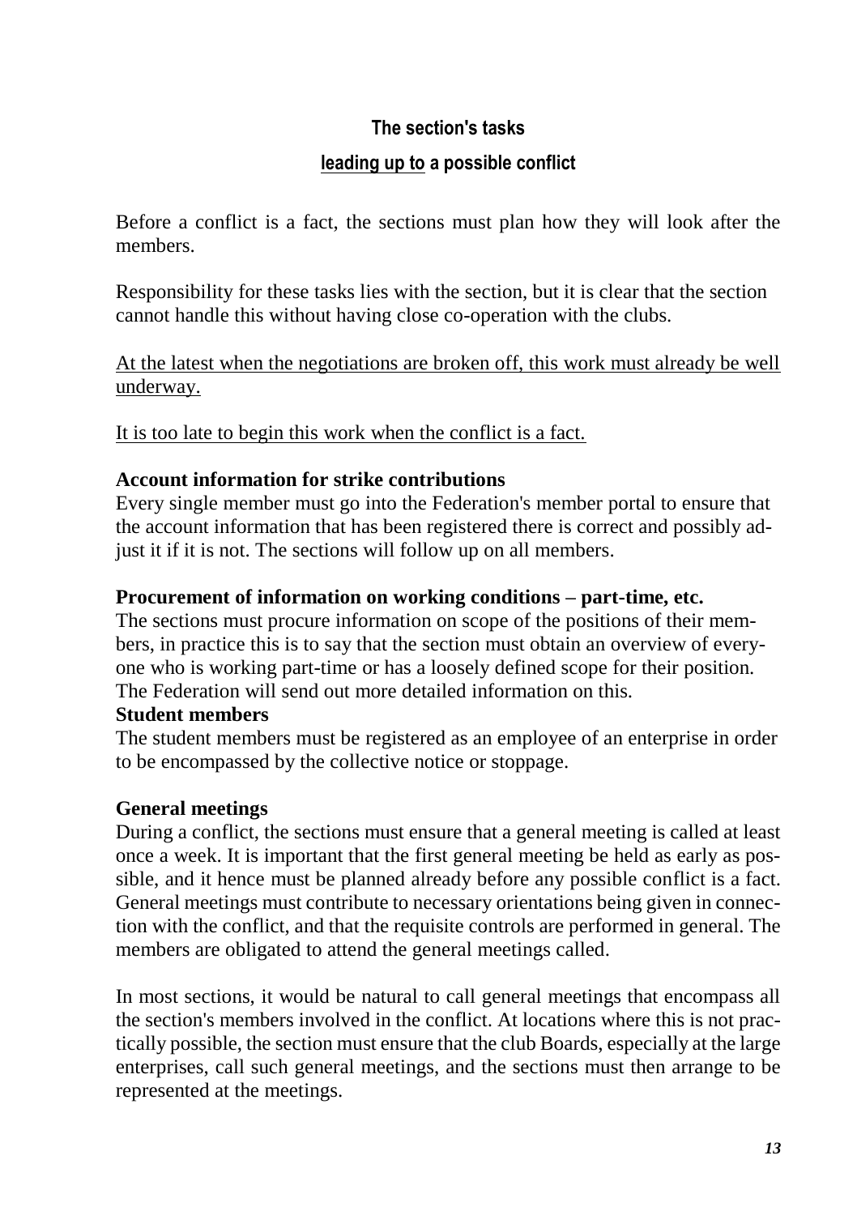## The section's tasks

## <u>leading up to</u> a possible conflict

Before a conflict is a fact, the sections must plan how they will look after the members.

Responsibility for these tasks lies with the section, but it is clear that the section cannot handle this without having close co-operation with the clubs.

<u>At the latest when the negotiations are broken off, this work must already be well underway.</u>

<u>It is too late to begin this work when the conflict is a fact.</u>

**Account information for strike contributions**
Every single member must go into the Federation's member portal to ensure that the account information that has been registered there is correct and possibly adjust it if it is not. The sections will follow up on all members.

**Procurement of information on working conditions – part-time, etc.**
The sections must procure information on scope of the positions of their members, in practice this is to say that the section must obtain an overview of everyone who is working part-time or has a loosely defined scope for their position. The Federation will send out more detailed information on this.

**Student members**
The student members must be registered as an employee of an enterprise in order to be encompassed by the collective notice or stoppage.

**General meetings**
During a conflict, the sections must ensure that a general meeting is called at least once a week. It is important that the first general meeting be held as early as possible, and it hence must be planned already before any possible conflict is a fact. General meetings must contribute to necessary orientations being given in connection with the conflict, and that the requisite controls are performed in general. The members are obligated to attend the general meetings called.

In most sections, it would be natural to call general meetings that encompass all the section's members involved in the conflict. At locations where this is not practically possible, the section must ensure that the club Boards, especially at the large enterprises, call such general meetings, and the sections must then arrange to be represented at the meetings.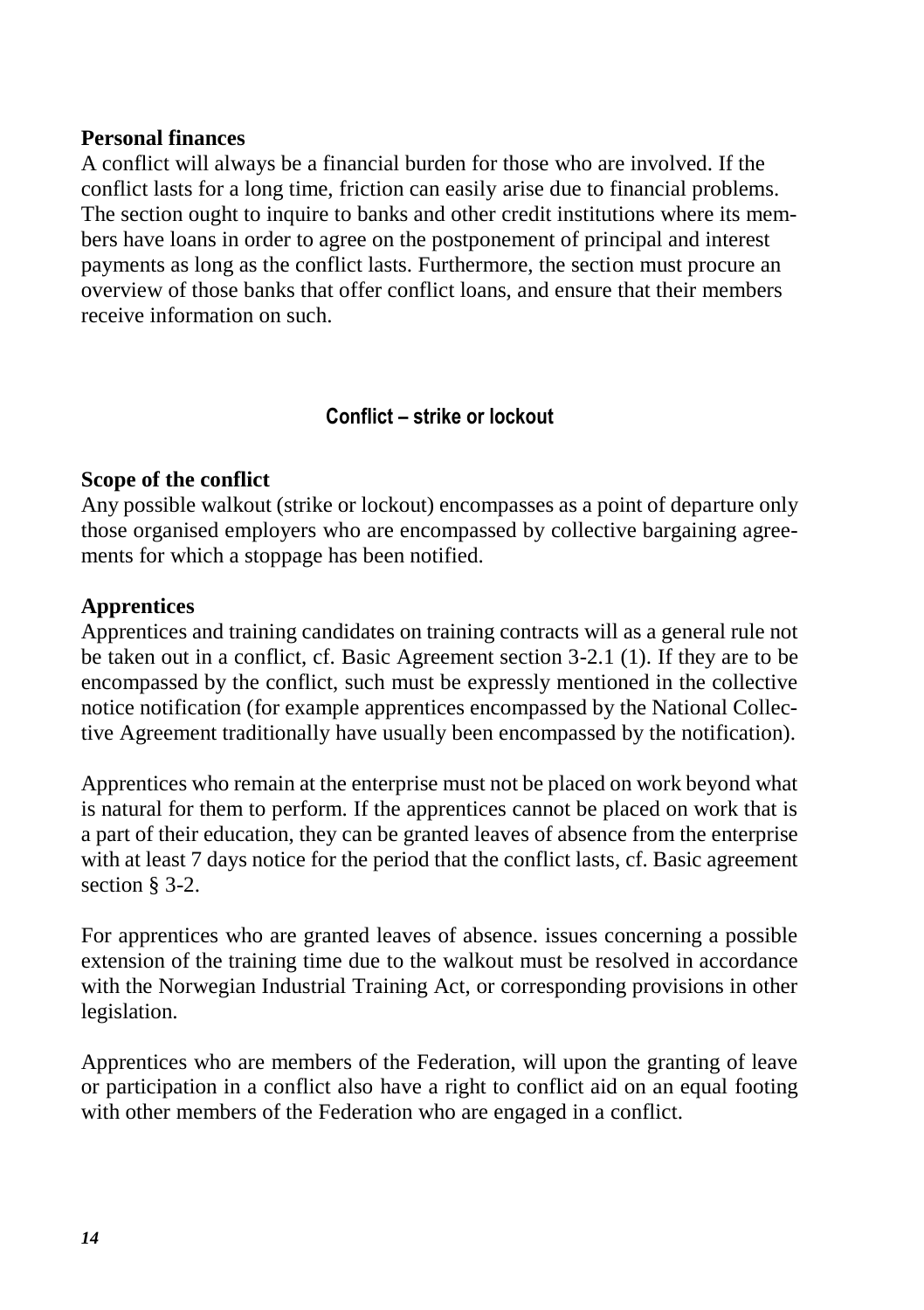**Personal finances**

A conflict will always be a financial burden for those who are involved. If the conflict lasts for a long time, friction can easily arise due to financial problems. The section ought to inquire to banks and other credit institutions where its members have loans in order to agree on the postponement of principal and interest payments as long as the conflict lasts. Furthermore, the section must procure an overview of those banks that offer conflict loans, and ensure that their members receive information on such.

## Conflict – strike or lockout

**Scope of the conflict**

Any possible walkout (strike or lockout) encompasses as a point of departure only those organised employers who are encompassed by collective bargaining agreements for which a stoppage has been notified.

**Apprentices**

Apprentices and training candidates on training contracts will as a general rule not be taken out in a conflict, cf. Basic Agreement section 3-2.1 (1). If they are to be encompassed by the conflict, such must be expressly mentioned in the collective notice notification (for example apprentices encompassed by the National Collective Agreement traditionally have usually been encompassed by the notification).

Apprentices who remain at the enterprise must not be placed on work beyond what is natural for them to perform. If the apprentices cannot be placed on work that is a part of their education, they can be granted leaves of absence from the enterprise with at least 7 days notice for the period that the conflict lasts, cf. Basic agreement section § 3-2.

For apprentices who are granted leaves of absence. issues concerning a possible extension of the training time due to the walkout must be resolved in accordance with the Norwegian Industrial Training Act, or corresponding provisions in other legislation.

Apprentices who are members of the Federation, will upon the granting of leave or participation in a conflict also have a right to conflict aid on an equal footing with other members of the Federation who are engaged in a conflict.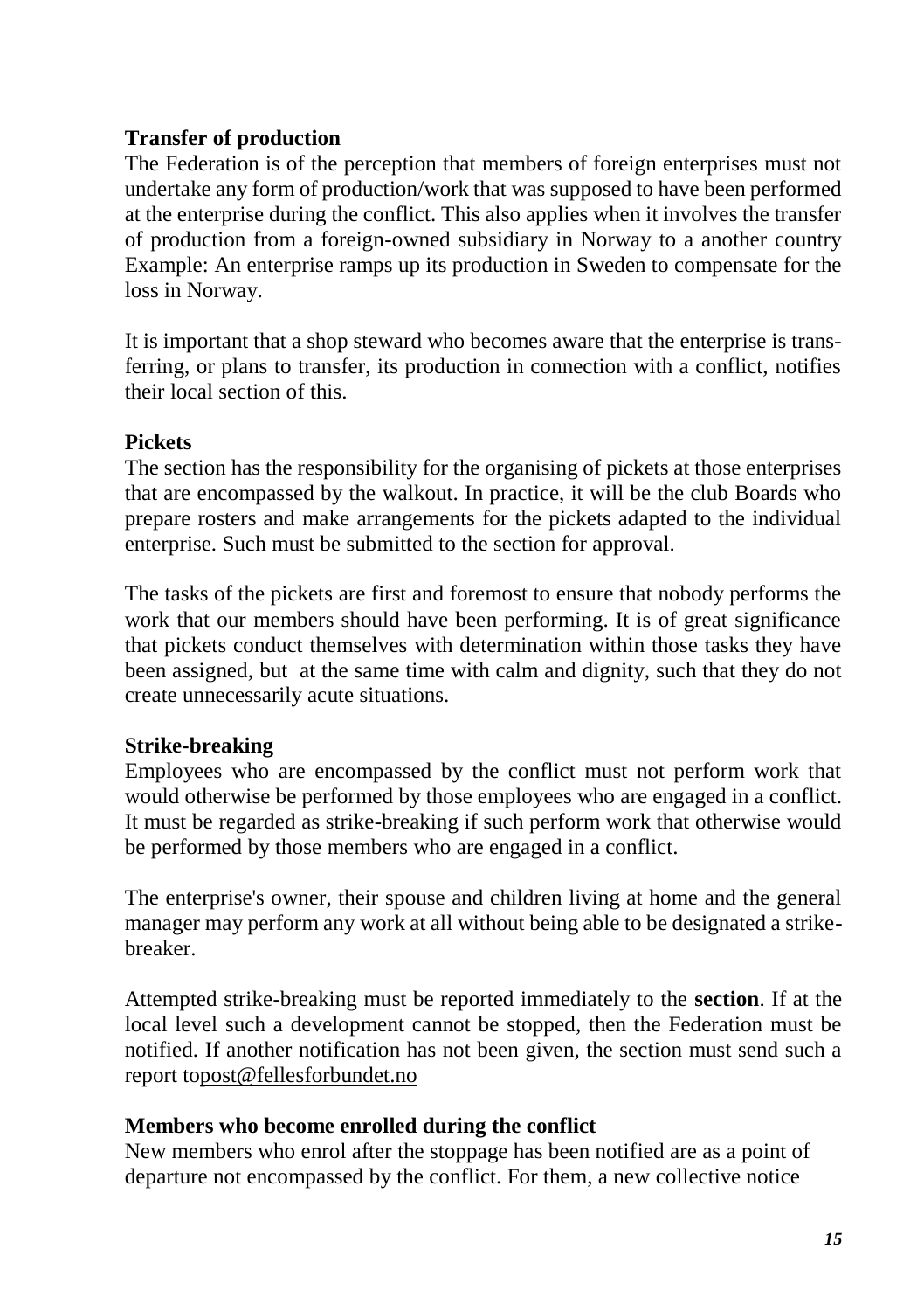### Transfer of production

The Federation is of the perception that members of foreign enterprises must not undertake any form of production/work that was supposed to have been performed at the enterprise during the conflict. This also applies when it involves the transfer of production from a foreign-owned subsidiary in Norway to a another country Example: An enterprise ramps up its production in Sweden to compensate for the loss in Norway.

It is important that a shop steward who becomes aware that the enterprise is transferring, or plans to transfer, its production in connection with a conflict, notifies their local section of this.

### Pickets

The section has the responsibility for the organising of pickets at those enterprises that are encompassed by the walkout. In practice, it will be the club Boards who prepare rosters and make arrangements for the pickets adapted to the individual enterprise. Such must be submitted to the section for approval.

The tasks of the pickets are first and foremost to ensure that nobody performs the work that our members should have been performing. It is of great significance that pickets conduct themselves with determination within those tasks they have been assigned, but at the same time with calm and dignity, such that they do not create unnecessarily acute situations.

### Strike-breaking

Employees who are encompassed by the conflict must not perform work that would otherwise be performed by those employees who are engaged in a conflict. It must be regarded as strike-breaking if such perform work that otherwise would be performed by those members who are engaged in a conflict.

The enterprise's owner, their spouse and children living at home and the general manager may perform any work at all without being able to be designated a strike-breaker.

Attempted strike-breaking must be reported immediately to the **section**. If at the local level such a development cannot be stopped, then the Federation must be notified. If another notification has not been given, the section must send such a report topost@fellesforbundet.no

### Members who become enrolled during the conflict

New members who enrol after the stoppage has been notified are as a point of departure not encompassed by the conflict. For them, a new collective notice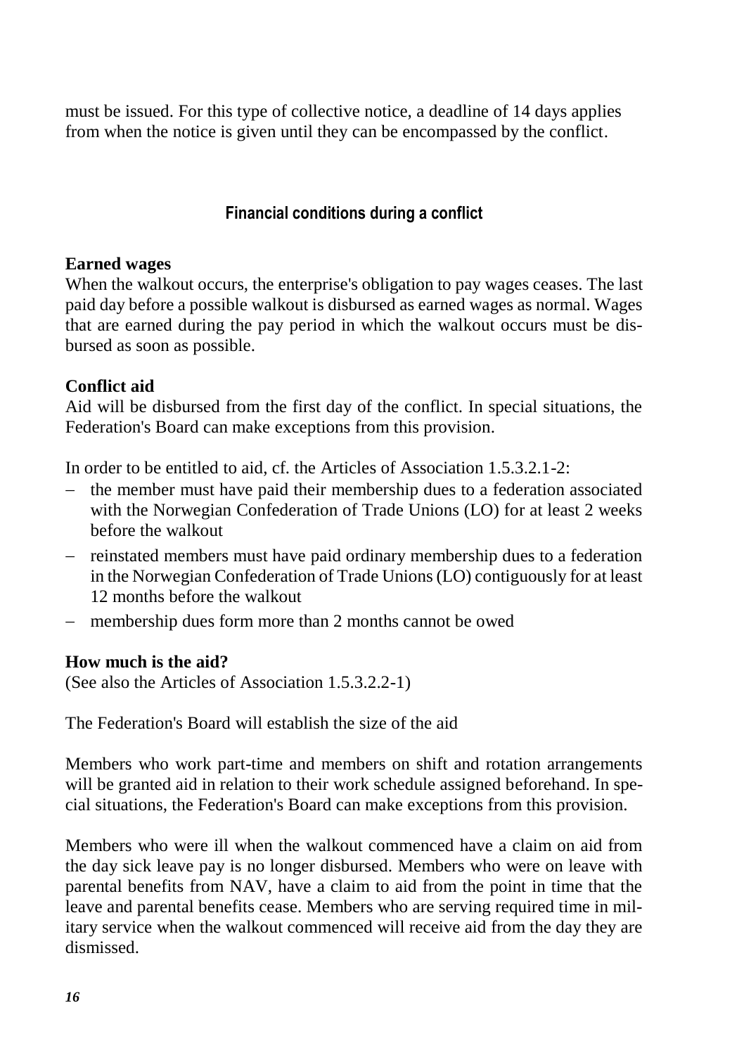must be issued. For this type of collective notice, a deadline of 14 days applies from when the notice is given until they can be encompassed by the conflict.

## Financial conditions during a conflict

### Earned wages

When the walkout occurs, the enterprise's obligation to pay wages ceases. The last paid day before a possible walkout is disbursed as earned wages as normal. Wages that are earned during the pay period in which the walkout occurs must be disbursed as soon as possible.

### Conflict aid

Aid will be disbursed from the first day of the conflict. In special situations, the Federation's Board can make exceptions from this provision.

In order to be entitled to aid, cf. the Articles of Association 1.5.3.2.1-2:

- the member must have paid their membership dues to a federation associated with the Norwegian Confederation of Trade Unions (LO) for at least 2 weeks before the walkout
- reinstated members must have paid ordinary membership dues to a federation in the Norwegian Confederation of Trade Unions (LO) contiguously for at least 12 months before the walkout
- membership dues form more than 2 months cannot be owed

### How much is the aid?

(See also the Articles of Association 1.5.3.2.2-1)

The Federation's Board will establish the size of the aid

Members who work part-time and members on shift and rotation arrangements will be granted aid in relation to their work schedule assigned beforehand. In special situations, the Federation's Board can make exceptions from this provision.

Members who were ill when the walkout commenced have a claim on aid from the day sick leave pay is no longer disbursed. Members who were on leave with parental benefits from NAV, have a claim to aid from the point in time that the leave and parental benefits cease. Members who are serving required time in military service when the walkout commenced will receive aid from the day they are dismissed.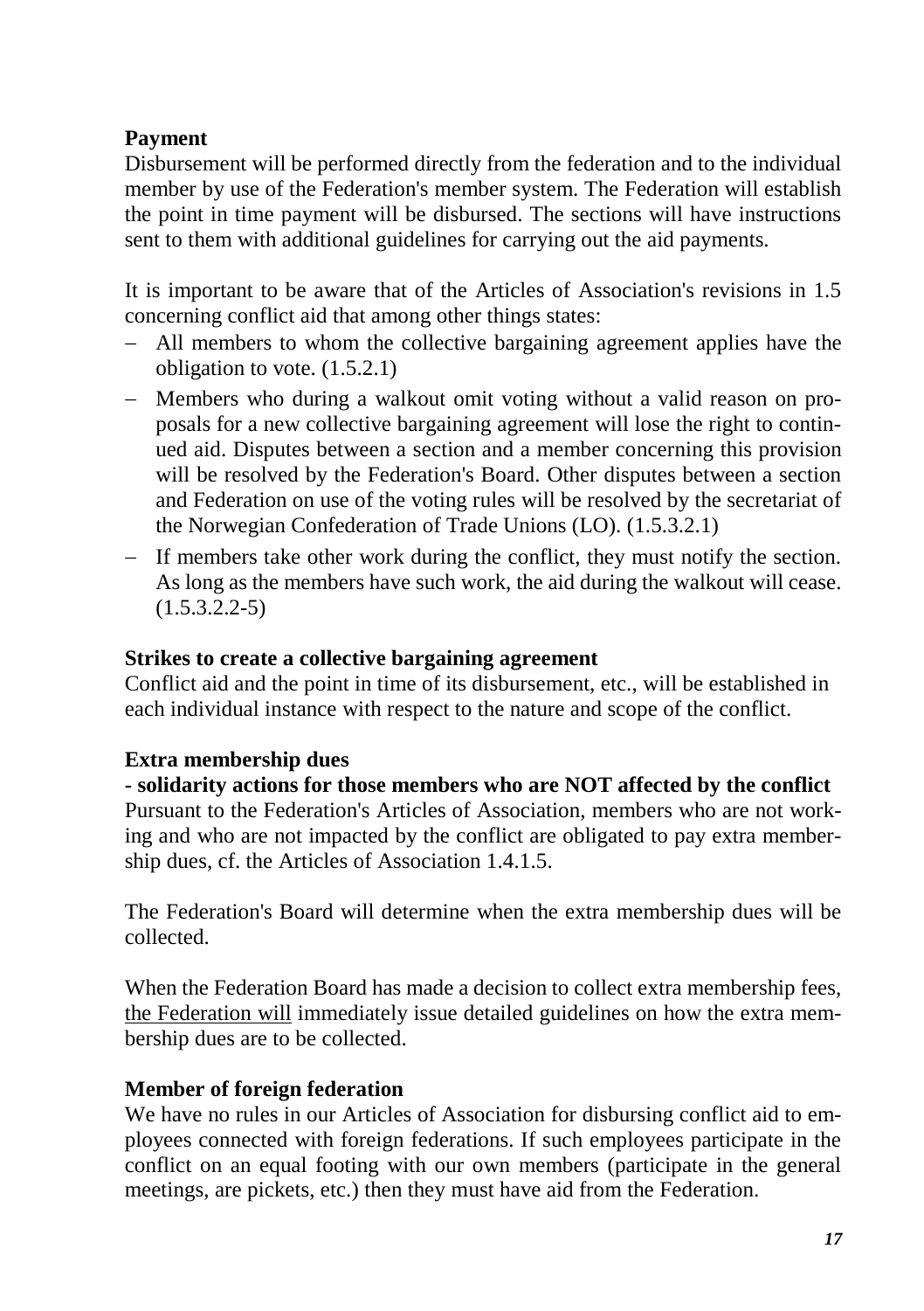**Payment**

Disbursement will be performed directly from the federation and to the individual member by use of the Federation's member system. The Federation will establish the point in time payment will be disbursed. The sections will have instructions sent to them with additional guidelines for carrying out the aid payments.

It is important to be aware that of the Articles of Association's revisions in 1.5 concerning conflict aid that among other things states:

- All members to whom the collective bargaining agreement applies have the obligation to vote. (1.5.2.1)
- Members who during a walkout omit voting without a valid reason on proposals for a new collective bargaining agreement will lose the right to continued aid. Disputes between a section and a member concerning this provision will be resolved by the Federation's Board. Other disputes between a section and Federation on use of the voting rules will be resolved by the secretariat of the Norwegian Confederation of Trade Unions (LO). (1.5.3.2.1)
- If members take other work during the conflict, they must notify the section. As long as the members have such work, the aid during the walkout will cease. (1.5.3.2.2-5)

**Strikes to create a collective bargaining agreement**

Conflict aid and the point in time of its disbursement, etc., will be established in each individual instance with respect to the nature and scope of the conflict.

**Extra membership dues**

**- solidarity actions for those members who are NOT affected by the conflict**

Pursuant to the Federation's Articles of Association, members who are not working and who are not impacted by the conflict are obligated to pay extra membership dues, cf. the Articles of Association 1.4.1.5.

The Federation's Board will determine when the extra membership dues will be collected.

When the Federation Board has made a decision to collect extra membership fees, <u>the Federation will</u> immediately issue detailed guidelines on how the extra membership dues are to be collected.

**Member of foreign federation**

We have no rules in our Articles of Association for disbursing conflict aid to employees connected with foreign federations. If such employees participate in the conflict on an equal footing with our own members (participate in the general meetings, are pickets, etc.) then they must have aid from the Federation.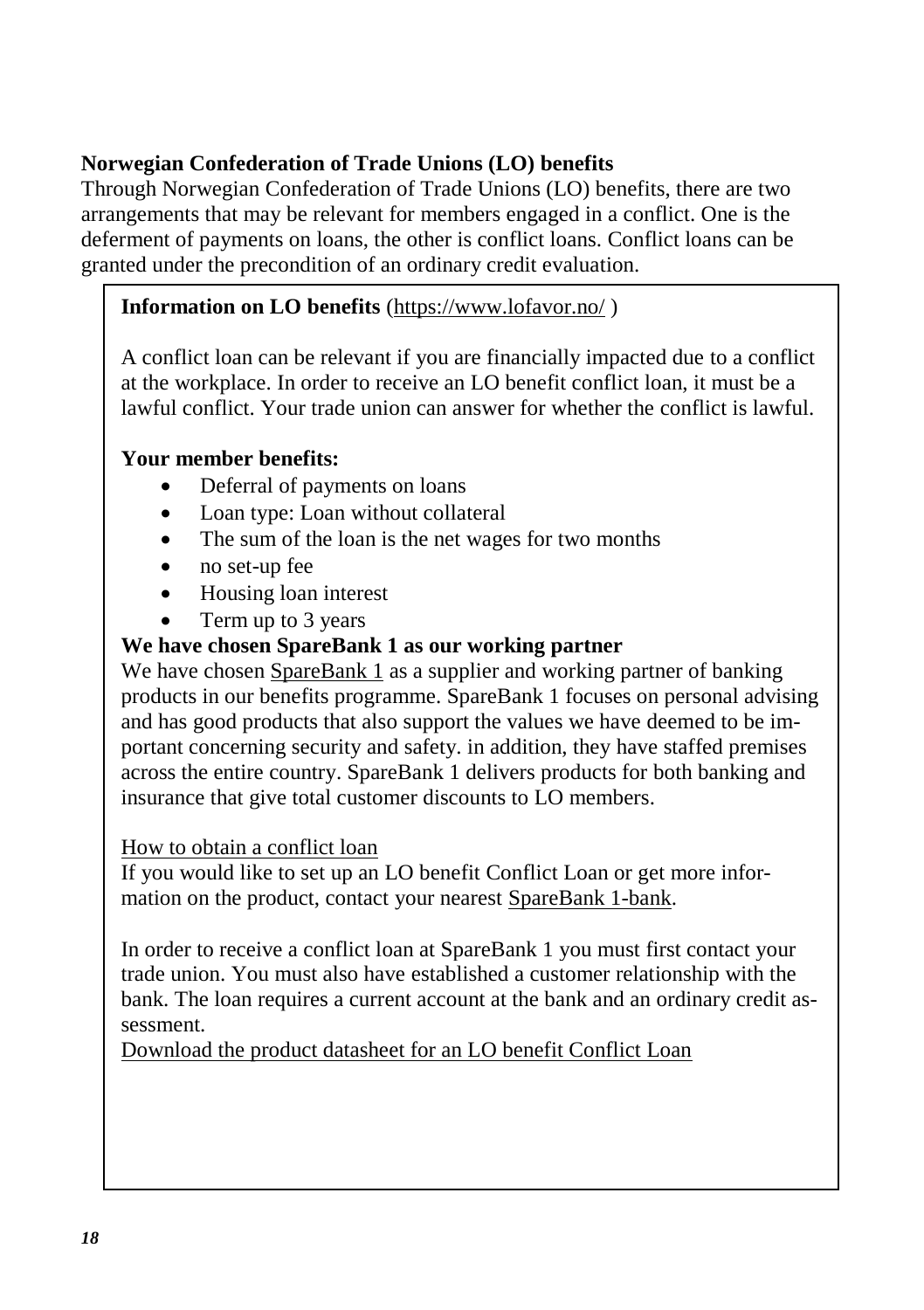**Norwegian Confederation of Trade Unions (LO) benefits**

Through Norwegian Confederation of Trade Unions (LO) benefits, there are two arrangements that may be relevant for members engaged in a conflict. One is the deferment of payments on loans, the other is conflict loans. Conflict loans can be granted under the precondition of an ordinary credit evaluation.

**Information on LO benefits** (https://www.lofavor.no/ )

A conflict loan can be relevant if you are financially impacted due to a conflict at the workplace. In order to receive an LO benefit conflict loan, it must be a lawful conflict. Your trade union can answer for whether the conflict is lawful.

**Your member benefits:**

- Deferral of payments on loans
- Loan type: Loan without collateral
- The sum of the loan is the net wages for two months
- no set-up fee
- Housing loan interest
- Term up to 3 years

**We have chosen SpareBank 1 as our working partner**

We have chosen SpareBank 1 as a supplier and working partner of banking products in our benefits programme. SpareBank 1 focuses on personal advising and has good products that also support the values we have deemed to be important concerning security and safety. in addition, they have staffed premises across the entire country. SpareBank 1 delivers products for both banking and insurance that give total customer discounts to LO members.

How to obtain a conflict loan

If you would like to set up an LO benefit Conflict Loan or get more information on the product, contact your nearest SpareBank 1-bank.

In order to receive a conflict loan at SpareBank 1 you must first contact your trade union. You must also have established a customer relationship with the bank. The loan requires a current account at the bank and an ordinary credit assessment.

Download the product datasheet for an LO benefit Conflict Loan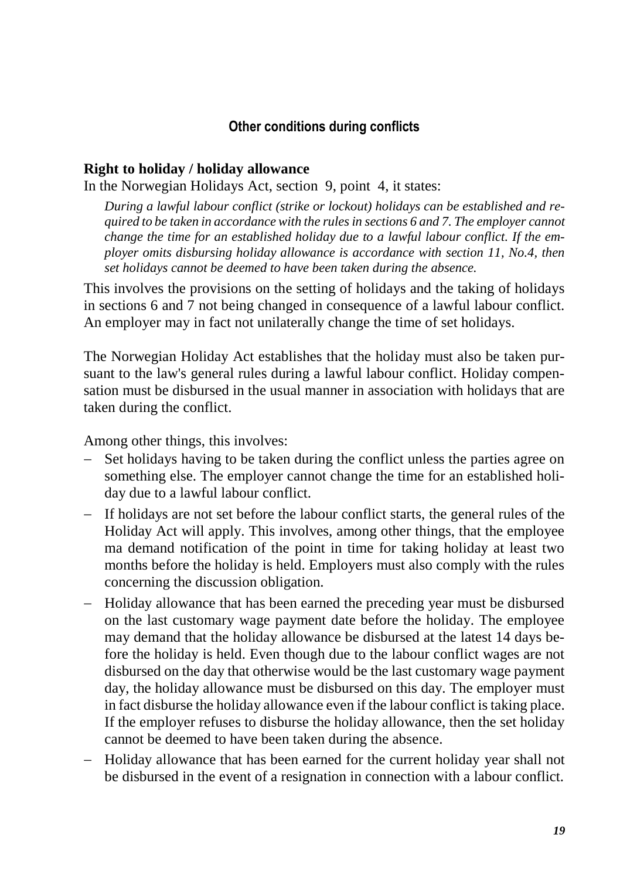## Other conditions during conflicts

### Right to holiday / holiday allowance

In the Norwegian Holidays Act, section 9, point 4, it states:

> *During a lawful labour conflict (strike or lockout) holidays can be established and required to be taken in accordance with the rules in sections 6 and 7. The employer cannot change the time for an established holiday due to a lawful labour conflict. If the employer omits disbursing holiday allowance is accordance with section 11, No.4, then set holidays cannot be deemed to have been taken during the absence.*

This involves the provisions on the setting of holidays and the taking of holidays in sections 6 and 7 not being changed in consequence of a lawful labour conflict. An employer may in fact not unilaterally change the time of set holidays.

The Norwegian Holiday Act establishes that the holiday must also be taken pursuant to the law's general rules during a lawful labour conflict. Holiday compensation must be disbursed in the usual manner in association with holidays that are taken during the conflict.

Among other things, this involves:

- Set holidays having to be taken during the conflict unless the parties agree on something else. The employer cannot change the time for an established holiday due to a lawful labour conflict.
- If holidays are not set before the labour conflict starts, the general rules of the Holiday Act will apply. This involves, among other things, that the employee ma demand notification of the point in time for taking holiday at least two months before the holiday is held. Employers must also comply with the rules concerning the discussion obligation.
- Holiday allowance that has been earned the preceding year must be disbursed on the last customary wage payment date before the holiday. The employee may demand that the holiday allowance be disbursed at the latest 14 days before the holiday is held. Even though due to the labour conflict wages are not disbursed on the day that otherwise would be the last customary wage payment day, the holiday allowance must be disbursed on this day. The employer must in fact disburse the holiday allowance even if the labour conflict is taking place. If the employer refuses to disburse the holiday allowance, then the set holiday cannot be deemed to have been taken during the absence.
- Holiday allowance that has been earned for the current holiday year shall not be disbursed in the event of a resignation in connection with a labour conflict.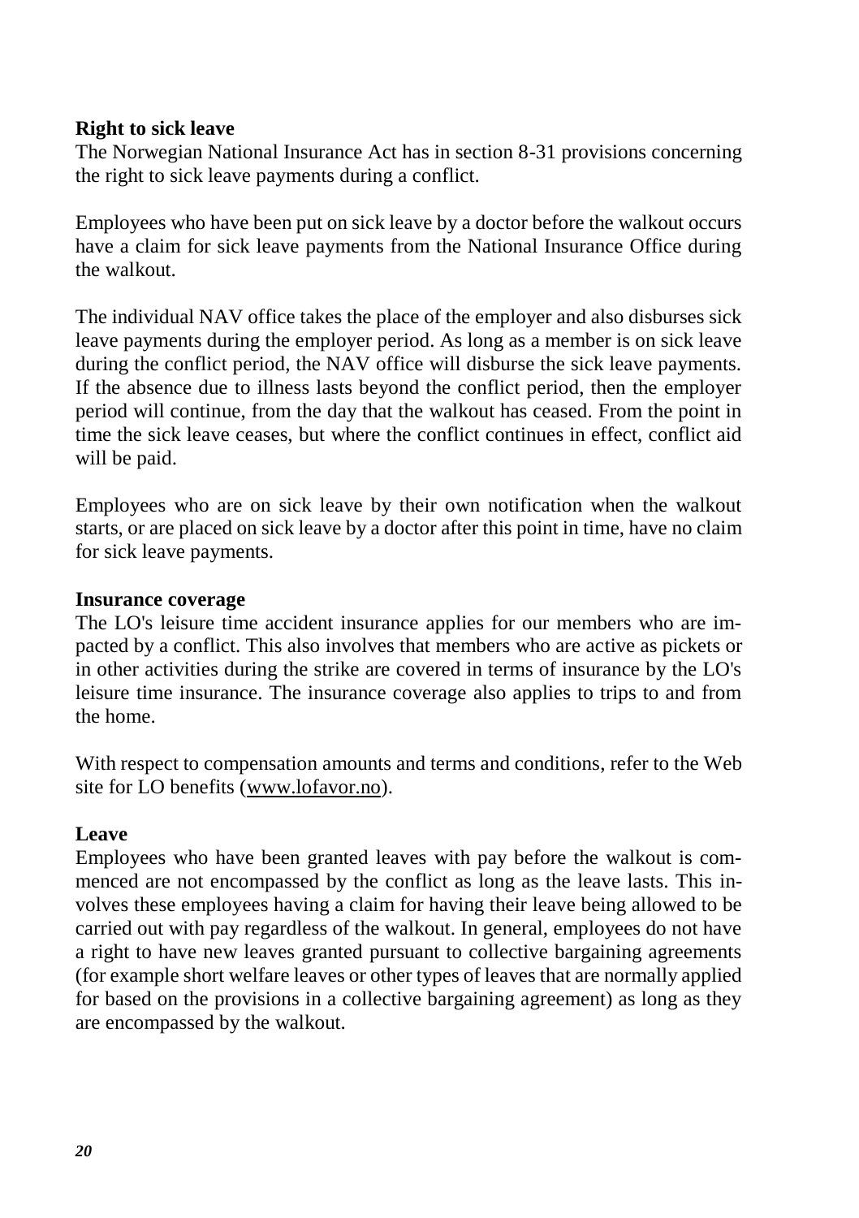**Right to sick leave**

The Norwegian National Insurance Act has in section 8-31 provisions concerning the right to sick leave payments during a conflict.

Employees who have been put on sick leave by a doctor before the walkout occurs have a claim for sick leave payments from the National Insurance Office during the walkout.

The individual NAV office takes the place of the employer and also disburses sick leave payments during the employer period. As long as a member is on sick leave during the conflict period, the NAV office will disburse the sick leave payments. If the absence due to illness lasts beyond the conflict period, then the employer period will continue, from the day that the walkout has ceased. From the point in time the sick leave ceases, but where the conflict continues in effect, conflict aid will be paid.

Employees who are on sick leave by their own notification when the walkout starts, or are placed on sick leave by a doctor after this point in time, have no claim for sick leave payments.

**Insurance coverage**

The LO's leisure time accident insurance applies for our members who are impacted by a conflict. This also involves that members who are active as pickets or in other activities during the strike are covered in terms of insurance by the LO's leisure time insurance. The insurance coverage also applies to trips to and from the home.

With respect to compensation amounts and terms and conditions, refer to the Web site for LO benefits (www.lofavor.no).

**Leave**

Employees who have been granted leaves with pay before the walkout is commenced are not encompassed by the conflict as long as the leave lasts. This involves these employees having a claim for having their leave being allowed to be carried out with pay regardless of the walkout. In general, employees do not have a right to have new leaves granted pursuant to collective bargaining agreements (for example short welfare leaves or other types of leaves that are normally applied for based on the provisions in a collective bargaining agreement) as long as they are encompassed by the walkout.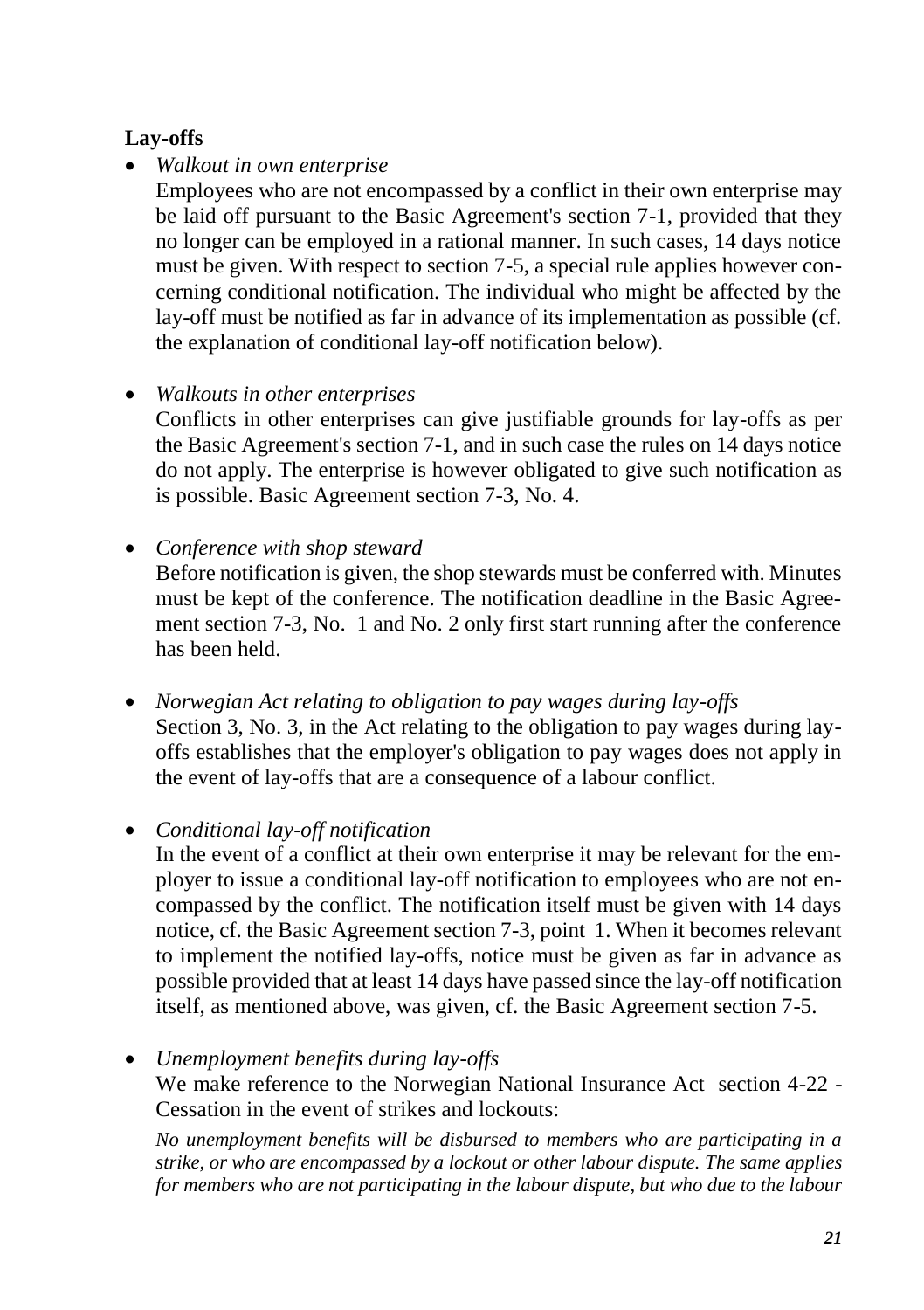**Lay-offs**

- *Walkout in own enterprise*

  Employees who are not encompassed by a conflict in their own enterprise may be laid off pursuant to the Basic Agreement's section 7-1, provided that they no longer can be employed in a rational manner. In such cases, 14 days notice must be given. With respect to section 7-5, a special rule applies however concerning conditional notification. The individual who might be affected by the lay-off must be notified as far in advance of its implementation as possible (cf. the explanation of conditional lay-off notification below).

- *Walkouts in other enterprises*

  Conflicts in other enterprises can give justifiable grounds for lay-offs as per the Basic Agreement's section 7-1, and in such case the rules on 14 days notice do not apply. The enterprise is however obligated to give such notification as is possible. Basic Agreement section 7-3, No. 4.

- *Conference with shop steward*

  Before notification is given, the shop stewards must be conferred with. Minutes must be kept of the conference. The notification deadline in the Basic Agreement section 7-3, No. 1 and No. 2 only first start running after the conference has been held.

- *Norwegian Act relating to obligation to pay wages during lay-offs*

  Section 3, No. 3, in the Act relating to the obligation to pay wages during lay-offs establishes that the employer's obligation to pay wages does not apply in the event of lay-offs that are a consequence of a labour conflict.

- *Conditional lay-off notification*

  In the event of a conflict at their own enterprise it may be relevant for the employer to issue a conditional lay-off notification to employees who are not encompassed by the conflict. The notification itself must be given with 14 days notice, cf. the Basic Agreement section 7-3, point 1. When it becomes relevant to implement the notified lay-offs, notice must be given as far in advance as possible provided that at least 14 days have passed since the lay-off notification itself, as mentioned above, was given, cf. the Basic Agreement section 7-5.

- *Unemployment benefits during lay-offs*

  We make reference to the Norwegian National Insurance Act section 4-22 - Cessation in the event of strikes and lockouts:

  *No unemployment benefits will be disbursed to members who are participating in a strike, or who are encompassed by a lockout or other labour dispute. The same applies for members who are not participating in the labour dispute, but who due to the labour*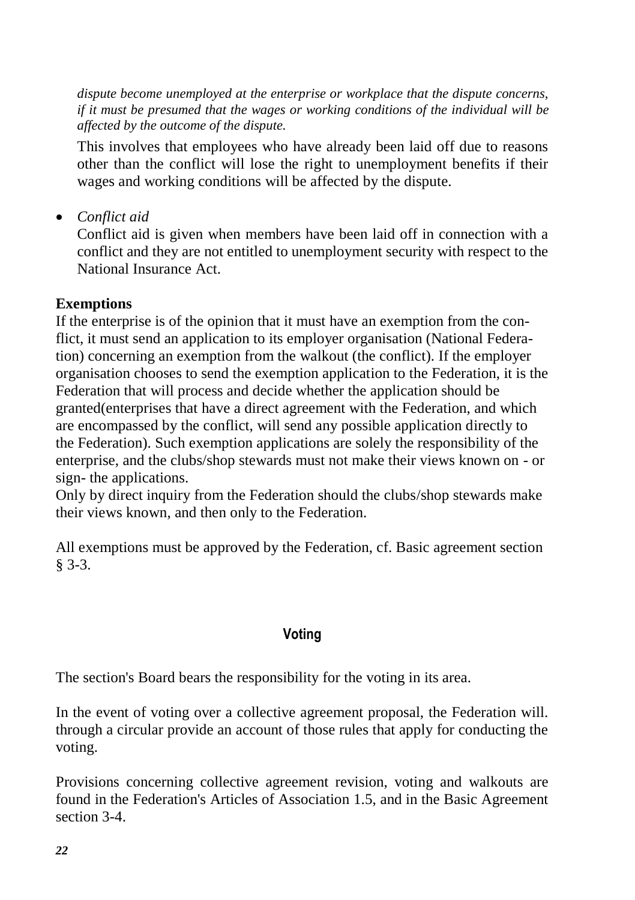*dispute become unemployed at the enterprise or workplace that the dispute concerns, if it must be presumed that the wages or working conditions of the individual will be affected by the outcome of the dispute.*

This involves that employees who have already been laid off due to reasons other than the conflict will lose the right to unemployment benefits if their wages and working conditions will be affected by the dispute.

- *Conflict aid*
  Conflict aid is given when members have been laid off in connection with a conflict and they are not entitled to unemployment security with respect to the National Insurance Act.

**Exemptions**
If the enterprise is of the opinion that it must have an exemption from the conflict, it must send an application to its employer organisation (National Federation) concerning an exemption from the walkout (the conflict). If the employer organisation chooses to send the exemption application to the Federation, it is the Federation that will process and decide whether the application should be granted(enterprises that have a direct agreement with the Federation, and which are encompassed by the conflict, will send any possible application directly to the Federation). Such exemption applications are solely the responsibility of the enterprise, and the clubs/shop stewards must not make their views known on - or sign- the applications.
Only by direct inquiry from the Federation should the clubs/shop stewards make their views known, and then only to the Federation.

All exemptions must be approved by the Federation, cf. Basic agreement section § 3-3.

## Voting

The section's Board bears the responsibility for the voting in its area.

In the event of voting over a collective agreement proposal, the Federation will. through a circular provide an account of those rules that apply for conducting the voting.

Provisions concerning collective agreement revision, voting and walkouts are found in the Federation's Articles of Association 1.5, and in the Basic Agreement section 3-4.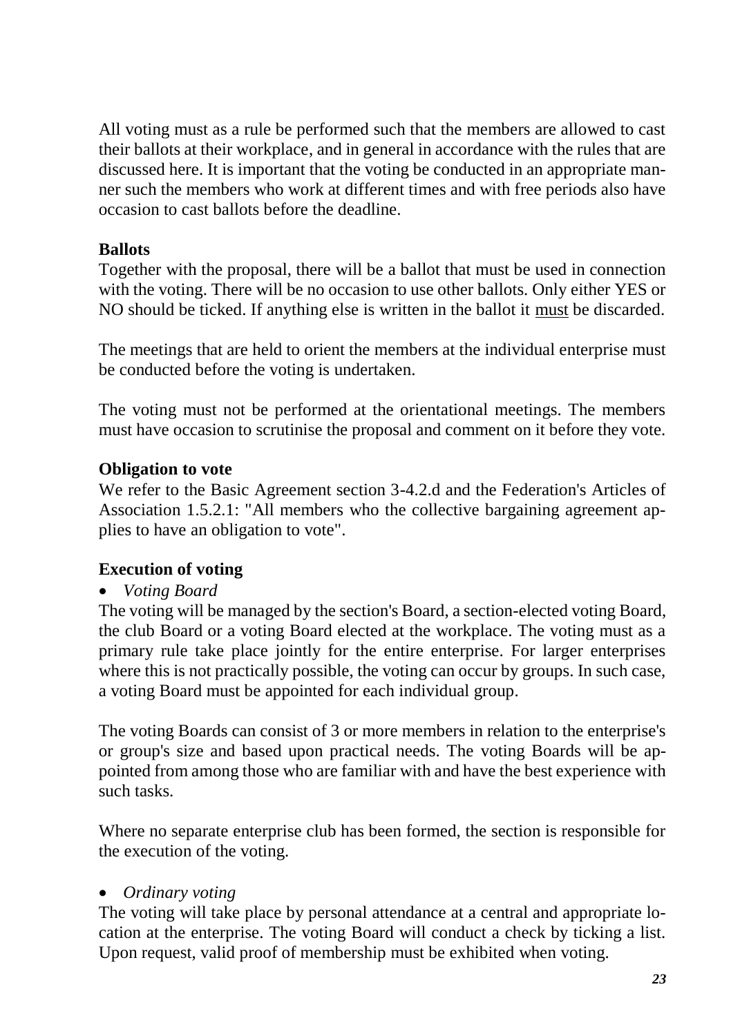All voting must as a rule be performed such that the members are allowed to cast their ballots at their workplace, and in general in accordance with the rules that are discussed here. It is important that the voting be conducted in an appropriate manner such the members who work at different times and with free periods also have occasion to cast ballots before the deadline.

**Ballots**

Together with the proposal, there will be a ballot that must be used in connection with the voting. There will be no occasion to use other ballots. Only either YES or NO should be ticked. If anything else is written in the ballot it <u>must</u> be discarded.

The meetings that are held to orient the members at the individual enterprise must be conducted before the voting is undertaken.

The voting must not be performed at the orientational meetings. The members must have occasion to scrutinise the proposal and comment on it before they vote.

**Obligation to vote**

We refer to the Basic Agreement section 3-4.2.d and the Federation's Articles of Association 1.5.2.1: "All members who the collective bargaining agreement applies to have an obligation to vote".

**Execution of voting**

- *Voting Board*

The voting will be managed by the section's Board, a section-elected voting Board, the club Board or a voting Board elected at the workplace. The voting must as a primary rule take place jointly for the entire enterprise. For larger enterprises where this is not practically possible, the voting can occur by groups. In such case, a voting Board must be appointed for each individual group.

The voting Boards can consist of 3 or more members in relation to the enterprise's or group's size and based upon practical needs. The voting Boards will be appointed from among those who are familiar with and have the best experience with such tasks.

Where no separate enterprise club has been formed, the section is responsible for the execution of the voting.

- *Ordinary voting*

The voting will take place by personal attendance at a central and appropriate location at the enterprise. The voting Board will conduct a check by ticking a list. Upon request, valid proof of membership must be exhibited when voting.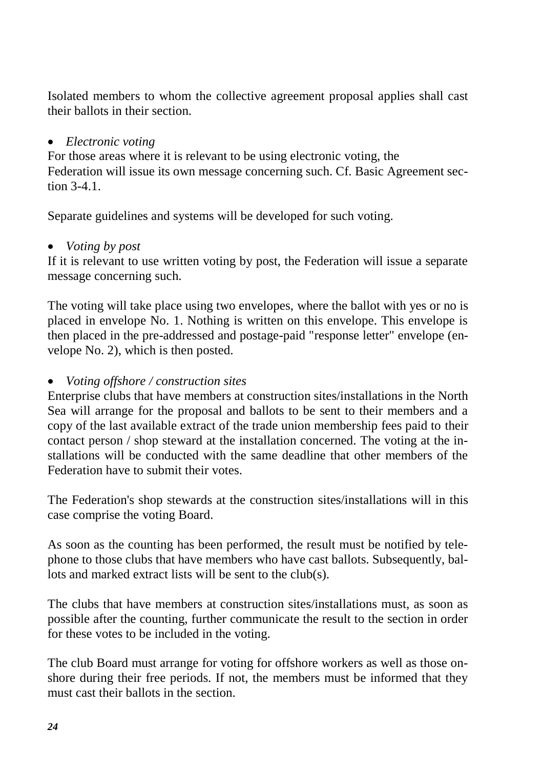Isolated members to whom the collective agreement proposal applies shall cast their ballots in their section.

- *Electronic voting*

For those areas where it is relevant to be using electronic voting, the Federation will issue its own message concerning such. Cf. Basic Agreement section 3-4.1.

Separate guidelines and systems will be developed for such voting.

- *Voting by post*

If it is relevant to use written voting by post, the Federation will issue a separate message concerning such.

The voting will take place using two envelopes, where the ballot with yes or no is placed in envelope No. 1. Nothing is written on this envelope. This envelope is then placed in the pre-addressed and postage-paid "response letter" envelope (envelope No. 2), which is then posted.

- *Voting offshore / construction sites*

Enterprise clubs that have members at construction sites/installations in the North Sea will arrange for the proposal and ballots to be sent to their members and a copy of the last available extract of the trade union membership fees paid to their contact person / shop steward at the installation concerned. The voting at the installations will be conducted with the same deadline that other members of the Federation have to submit their votes.

The Federation's shop stewards at the construction sites/installations will in this case comprise the voting Board.

As soon as the counting has been performed, the result must be notified by telephone to those clubs that have members who have cast ballots. Subsequently, ballots and marked extract lists will be sent to the club(s).

The clubs that have members at construction sites/installations must, as soon as possible after the counting, further communicate the result to the section in order for these votes to be included in the voting.

The club Board must arrange for voting for offshore workers as well as those onshore during their free periods. If not, the members must be informed that they must cast their ballots in the section.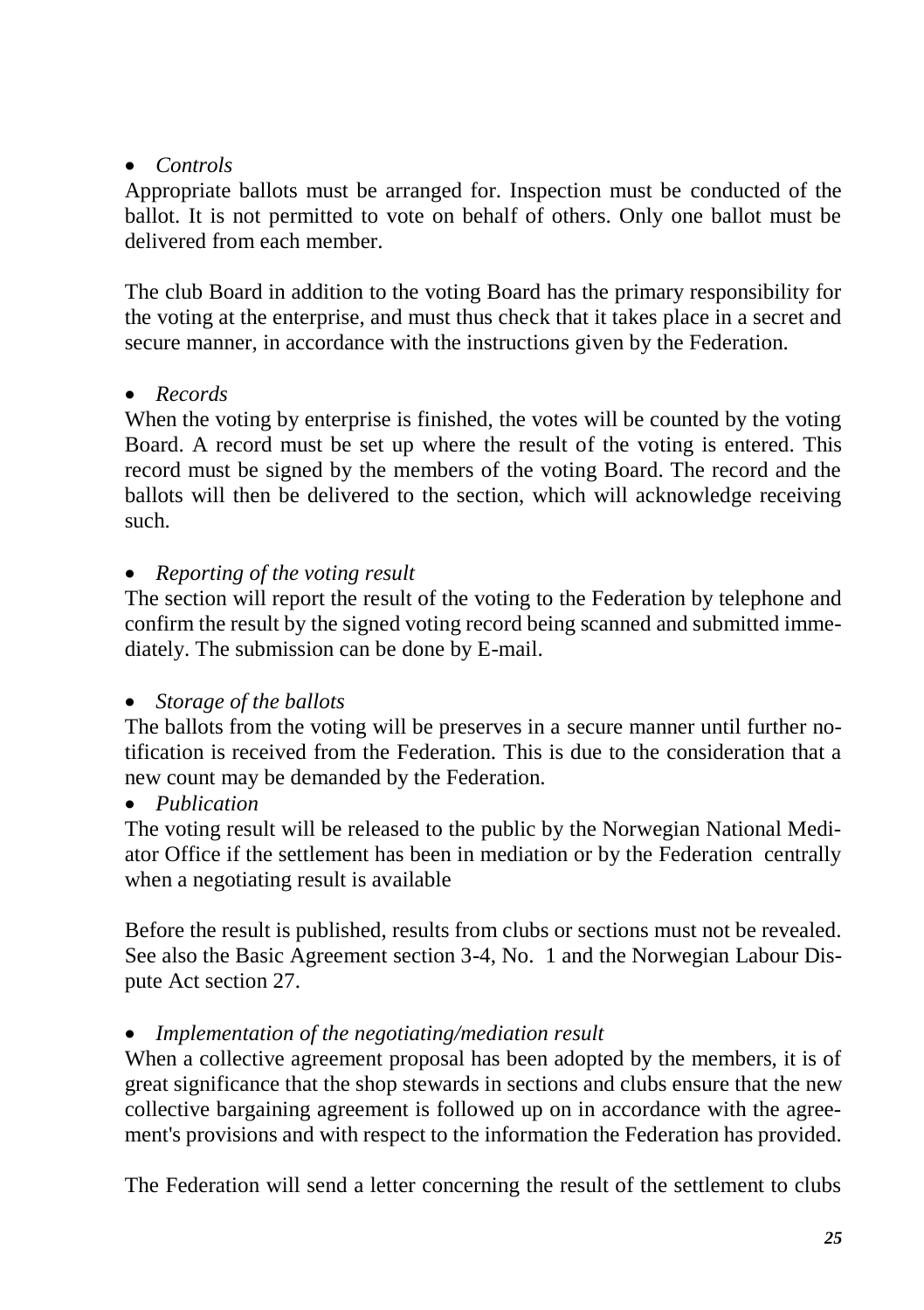- *Controls*

Appropriate ballots must be arranged for. Inspection must be conducted of the ballot. It is not permitted to vote on behalf of others. Only one ballot must be delivered from each member.

The club Board in addition to the voting Board has the primary responsibility for the voting at the enterprise, and must thus check that it takes place in a secret and secure manner, in accordance with the instructions given by the Federation.

- *Records*

When the voting by enterprise is finished, the votes will be counted by the voting Board. A record must be set up where the result of the voting is entered. This record must be signed by the members of the voting Board. The record and the ballots will then be delivered to the section, which will acknowledge receiving such.

- *Reporting of the voting result*

The section will report the result of the voting to the Federation by telephone and confirm the result by the signed voting record being scanned and submitted immediately. The submission can be done by E-mail.

- *Storage of the ballots*

The ballots from the voting will be preserves in a secure manner until further notification is received from the Federation. This is due to the consideration that a new count may be demanded by the Federation.

- *Publication*

The voting result will be released to the public by the Norwegian National Mediator Office if the settlement has been in mediation or by the Federation centrally when a negotiating result is available

Before the result is published, results from clubs or sections must not be revealed. See also the Basic Agreement section 3-4, No. 1 and the Norwegian Labour Dispute Act section 27.

- *Implementation of the negotiating/mediation result*

When a collective agreement proposal has been adopted by the members, it is of great significance that the shop stewards in sections and clubs ensure that the new collective bargaining agreement is followed up on in accordance with the agreement's provisions and with respect to the information the Federation has provided.

The Federation will send a letter concerning the result of the settlement to clubs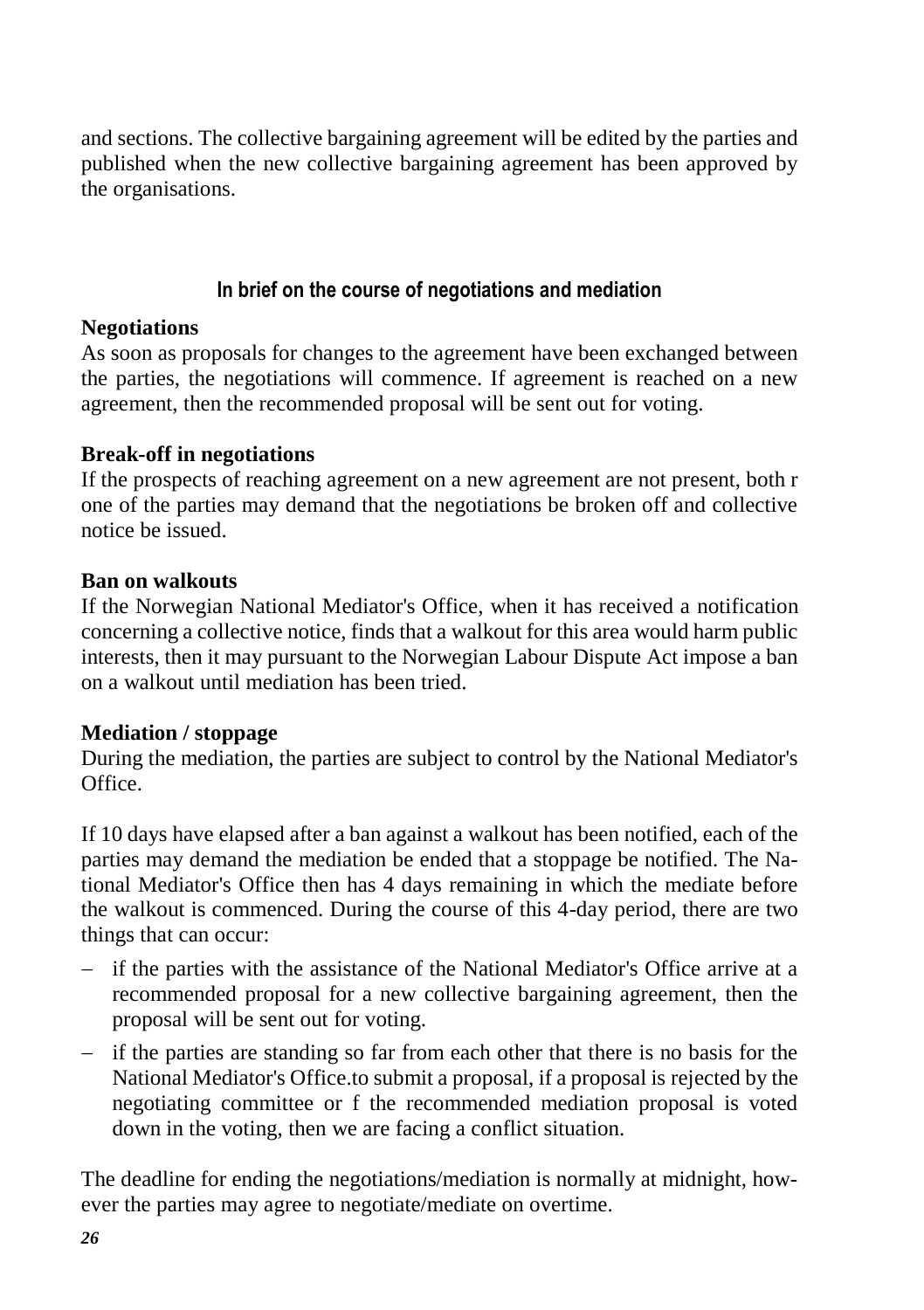and sections. The collective bargaining agreement will be edited by the parties and published when the new collective bargaining agreement has been approved by the organisations.

## In brief on the course of negotiations and mediation

**Negotiations**

As soon as proposals for changes to the agreement have been exchanged between the parties, the negotiations will commence. If agreement is reached on a new agreement, then the recommended proposal will be sent out for voting.

**Break-off in negotiations**

If the prospects of reaching agreement on a new agreement are not present, both r one of the parties may demand that the negotiations be broken off and collective notice be issued.

**Ban on walkouts**

If the Norwegian National Mediator's Office, when it has received a notification concerning a collective notice, finds that a walkout for this area would harm public interests, then it may pursuant to the Norwegian Labour Dispute Act impose a ban on a walkout until mediation has been tried.

**Mediation / stoppage**

During the mediation, the parties are subject to control by the National Mediator's Office.

If 10 days have elapsed after a ban against a walkout has been notified, each of the parties may demand the mediation be ended that a stoppage be notified. The National Mediator's Office then has 4 days remaining in which the mediate before the walkout is commenced. During the course of this 4-day period, there are two things that can occur:

- if the parties with the assistance of the National Mediator's Office arrive at a recommended proposal for a new collective bargaining agreement, then the proposal will be sent out for voting.
- if the parties are standing so far from each other that there is no basis for the National Mediator's Office.to submit a proposal, if a proposal is rejected by the negotiating committee or f the recommended mediation proposal is voted down in the voting, then we are facing a conflict situation.

The deadline for ending the negotiations/mediation is normally at midnight, however the parties may agree to negotiate/mediate on overtime.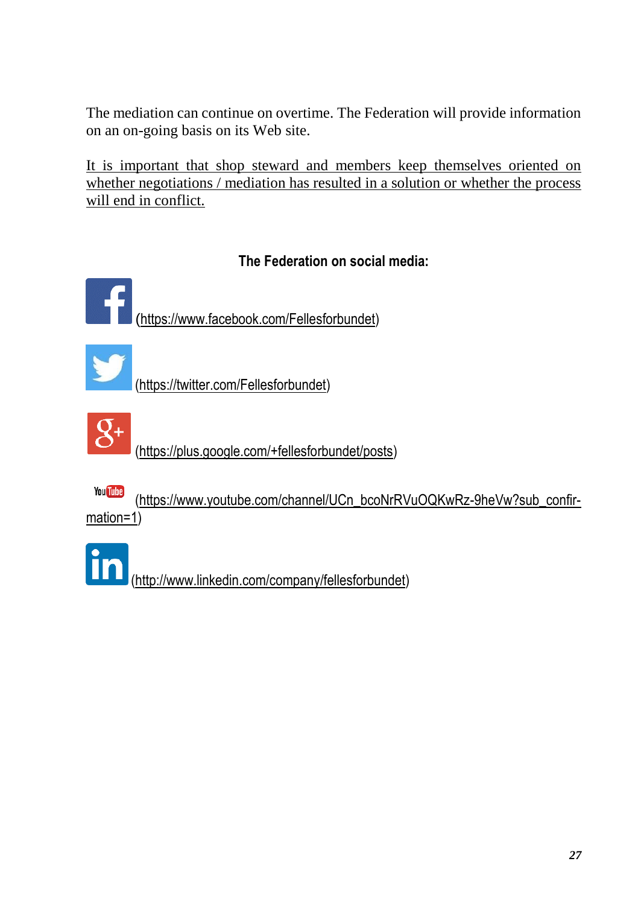The mediation can continue on overtime. The Federation will provide information on an on-going basis on its Web site.

It is important that shop steward and members keep themselves oriented on whether negotiations / mediation has resulted in a solution or whether the process will end in conflict.

**The Federation on social media:**

(https://www.facebook.com/Fellesforbundet)

(https://twitter.com/Fellesforbundet)

(https://plus.google.com/+fellesforbundet/posts)

(https://www.youtube.com/channel/UCn_bcoNrRVuOQKwRz-9heVw?sub_confirmation=1)

(http://www.linkedin.com/company/fellesforbundet)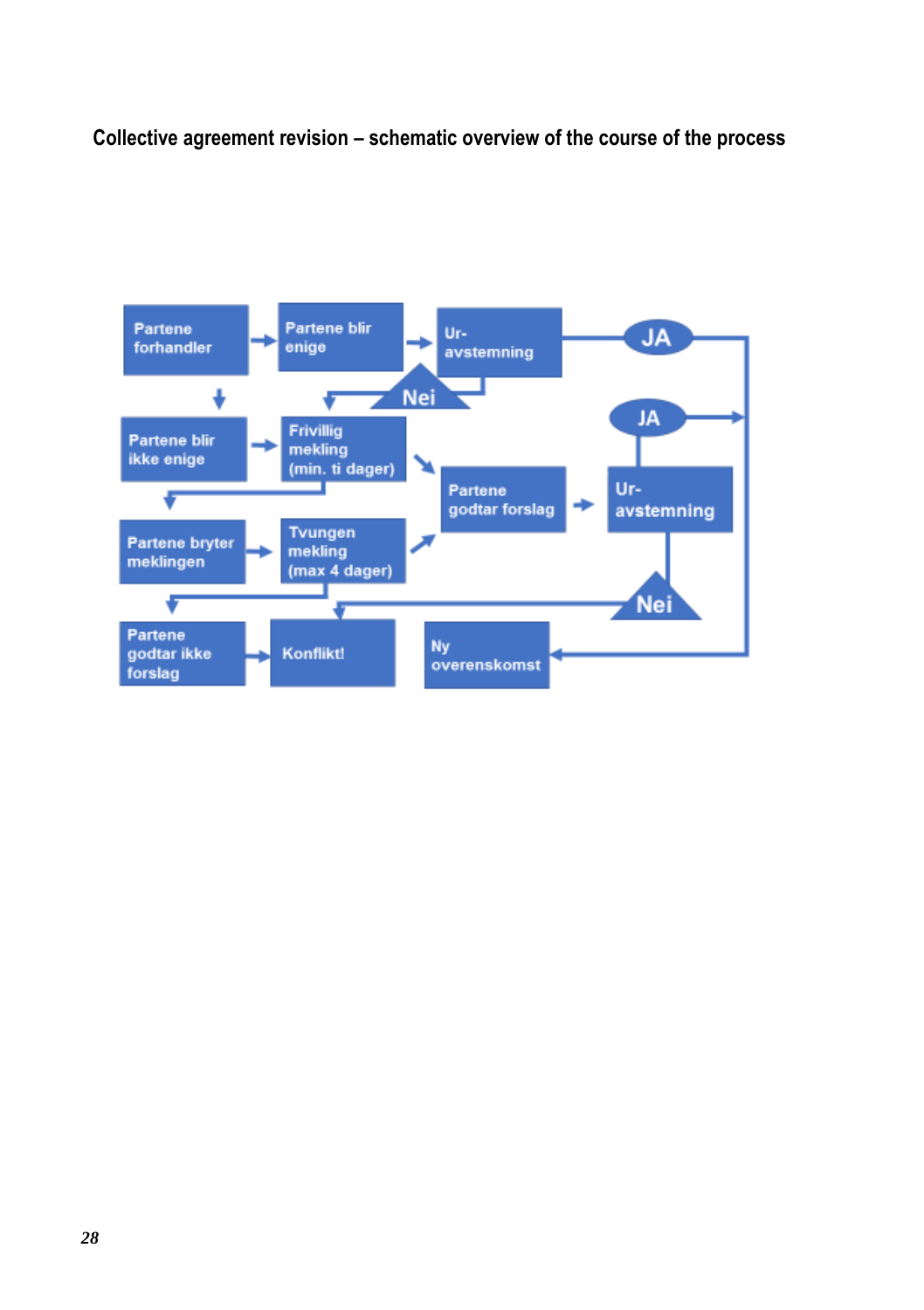**Collective agreement revision – schematic overview of the course of the process**

Partene forhandler

Partene blir enige

Ur-avstemning

JA

Nei

Partene blir ikke enige

Frivillig mekling (min. ti dager)

JA

Partene godtar forslag

Ur-avstemning

Partene bryter meklingen

Tvungen mekling (max 4 dager)

Nei

Partene godtar ikke forslag

Konflikt!

Ny overenskomst